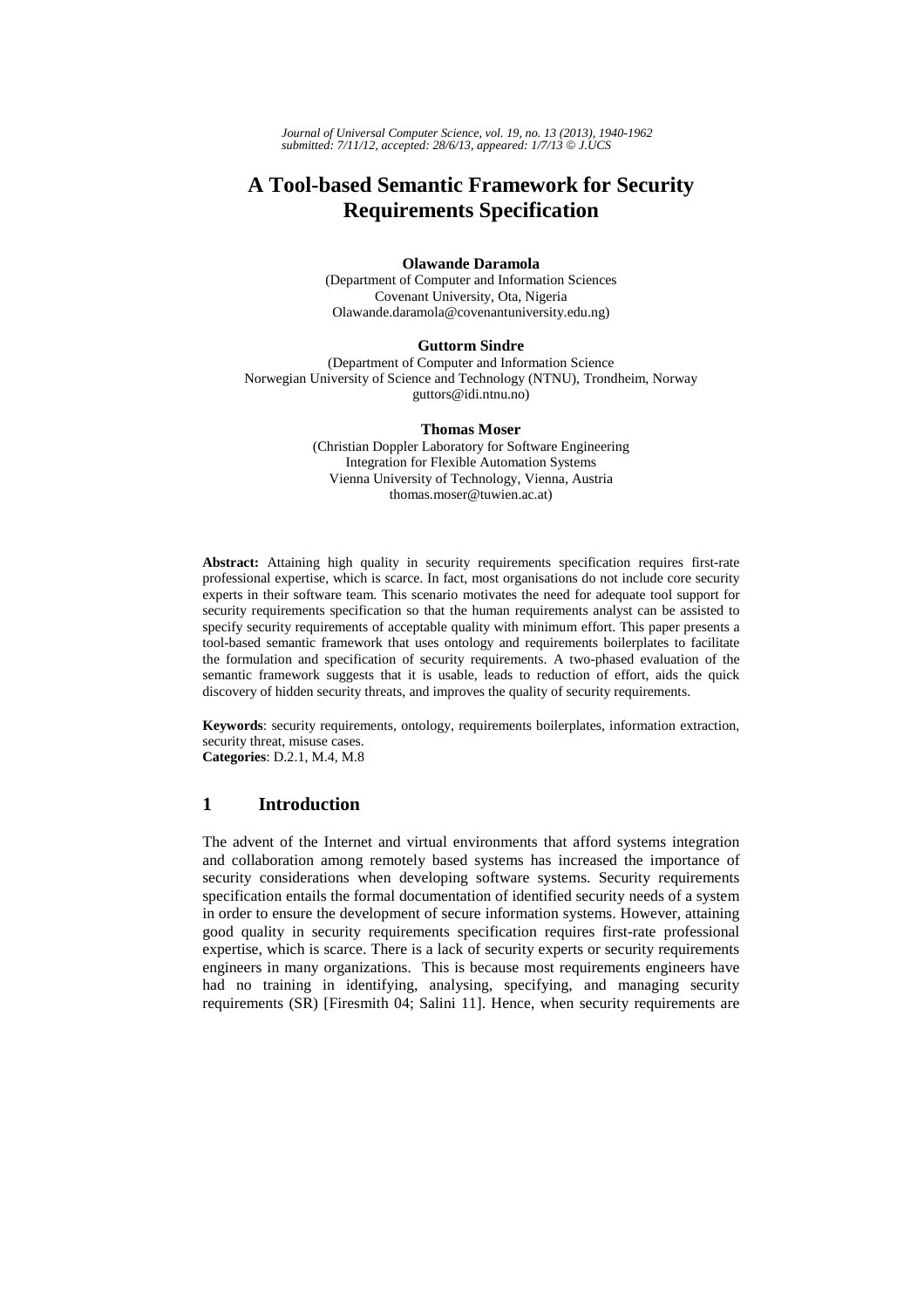# A Tool-based Semantic Framework for Security Requirements Specification

**Olawande Daramola**
(Department of Computer and Information Sciences
Covenant University, Ota, Nigeria
Olawande.daramola@covenantuniversity.edu.ng)

**Guttorm Sindre**
(Department of Computer and Information Science
Norwegian University of Science and Technology (NTNU), Trondheim, Norway
guttors@idi.ntnu.no)

**Thomas Moser**
(Christian Doppler Laboratory for Software Engineering
Integration for Flexible Automation Systems
Vienna University of Technology, Vienna, Austria
thomas.moser@tuwien.ac.at)

**Abstract:** Attaining high quality in security requirements specification requires first-rate professional expertise, which is scarce. In fact, most organisations do not include core security experts in their software team. This scenario motivates the need for adequate tool support for security requirements specification so that the human requirements analyst can be assisted to specify security requirements of acceptable quality with minimum effort. This paper presents a tool-based semantic framework that uses ontology and requirements boilerplates to facilitate the formulation and specification of security requirements. A two-phased evaluation of the semantic framework suggests that it is usable, leads to reduction of effort, aids the quick discovery of hidden security threats, and improves the quality of security requirements.

**Keywords**: security requirements, ontology, requirements boilerplates, information extraction, security threat, misuse cases.
**Categories**: D.2.1, M.4, M.8

## 1 Introduction

The advent of the Internet and virtual environments that afford systems integration and collaboration among remotely based systems has increased the importance of security considerations when developing software systems. Security requirements specification entails the formal documentation of identified security needs of a system in order to ensure the development of secure information systems. However, attaining good quality in security requirements specification requires first-rate professional expertise, which is scarce. There is a lack of security experts or security requirements engineers in many organizations. This is because most requirements engineers have had no training in identifying, analysing, specifying, and managing security requirements (SR) [Firesmith 04; Salini 11]. Hence, when security requirements are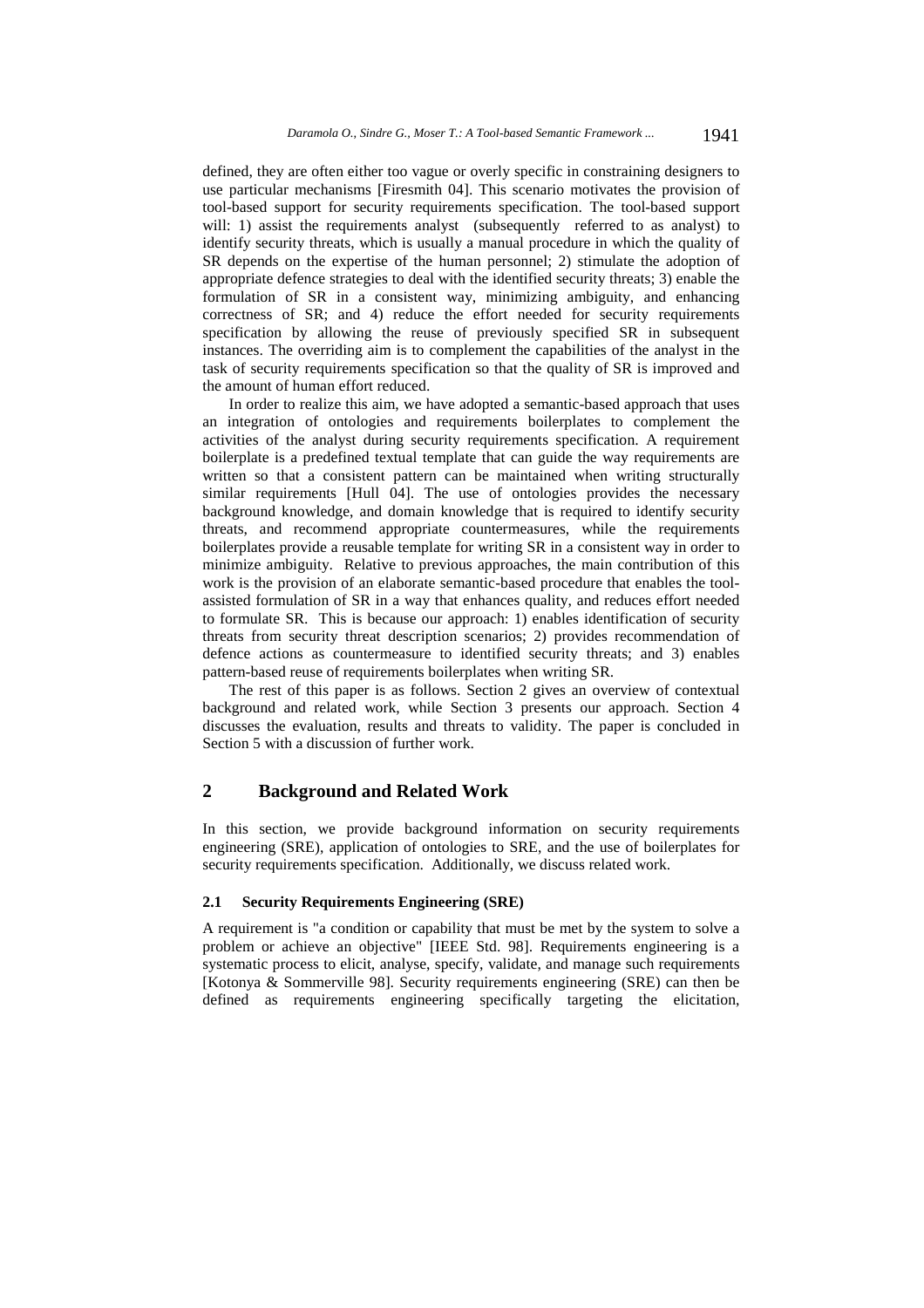defined, they are often either too vague or overly specific in constraining designers to use particular mechanisms [Firesmith 04]. This scenario motivates the provision of tool-based support for security requirements specification. The tool-based support will: 1) assist the requirements analyst (subsequently referred to as analyst) to identify security threats, which is usually a manual procedure in which the quality of SR depends on the expertise of the human personnel; 2) stimulate the adoption of appropriate defence strategies to deal with the identified security threats; 3) enable the formulation of SR in a consistent way, minimizing ambiguity, and enhancing correctness of SR; and 4) reduce the effort needed for security requirements specification by allowing the reuse of previously specified SR in subsequent instances. The overriding aim is to complement the capabilities of the analyst in the task of security requirements specification so that the quality of SR is improved and the amount of human effort reduced.

In order to realize this aim, we have adopted a semantic-based approach that uses an integration of ontologies and requirements boilerplates to complement the activities of the analyst during security requirements specification. A requirement boilerplate is a predefined textual template that can guide the way requirements are written so that a consistent pattern can be maintained when writing structurally similar requirements [Hull 04]. The use of ontologies provides the necessary background knowledge, and domain knowledge that is required to identify security threats, and recommend appropriate countermeasures, while the requirements boilerplates provide a reusable template for writing SR in a consistent way in order to minimize ambiguity. Relative to previous approaches, the main contribution of this work is the provision of an elaborate semantic-based procedure that enables the tool-assisted formulation of SR in a way that enhances quality, and reduces effort needed to formulate SR. This is because our approach: 1) enables identification of security threats from security threat description scenarios; 2) provides recommendation of defence actions as countermeasure to identified security threats; and 3) enables pattern-based reuse of requirements boilerplates when writing SR.

The rest of this paper is as follows. Section 2 gives an overview of contextual background and related work, while Section 3 presents our approach. Section 4 discusses the evaluation, results and threats to validity. The paper is concluded in Section 5 with a discussion of further work.

## 2 Background and Related Work

In this section, we provide background information on security requirements engineering (SRE), application of ontologies to SRE, and the use of boilerplates for security requirements specification. Additionally, we discuss related work.

### 2.1 Security Requirements Engineering (SRE)

A requirement is "a condition or capability that must be met by the system to solve a problem or achieve an objective" [IEEE Std. 98]. Requirements engineering is a systematic process to elicit, analyse, specify, validate, and manage such requirements [Kotonya & Sommerville 98]. Security requirements engineering (SRE) can then be defined as requirements engineering specifically targeting the elicitation,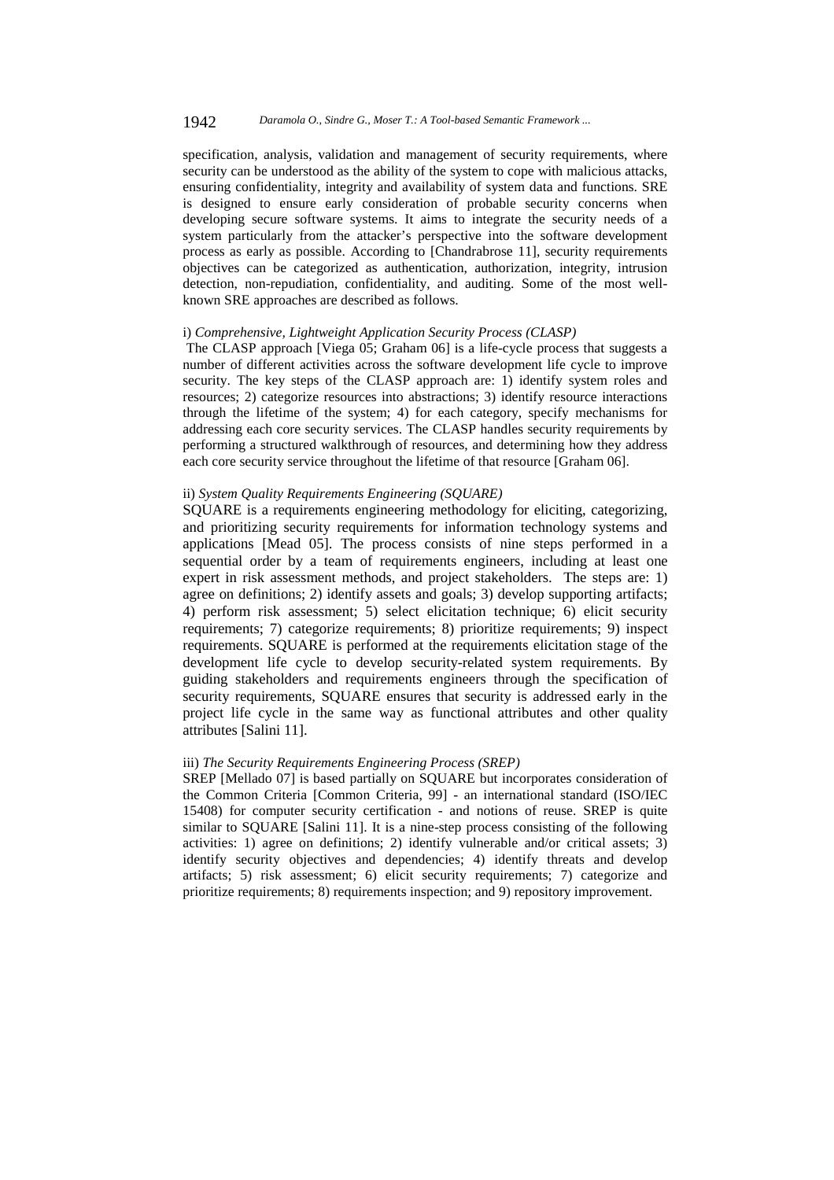specification, analysis, validation and management of security requirements, where security can be understood as the ability of the system to cope with malicious attacks, ensuring confidentiality, integrity and availability of system data and functions. SRE is designed to ensure early consideration of probable security concerns when developing secure software systems. It aims to integrate the security needs of a system particularly from the attacker's perspective into the software development process as early as possible. According to [Chandrabrose 11], security requirements objectives can be categorized as authentication, authorization, integrity, intrusion detection, non-repudiation, confidentiality, and auditing. Some of the most well-known SRE approaches are described as follows.

i) *Comprehensive, Lightweight Application Security Process (CLASP)*

The CLASP approach [Viega 05; Graham 06] is a life-cycle process that suggests a number of different activities across the software development life cycle to improve security. The key steps of the CLASP approach are: 1) identify system roles and resources; 2) categorize resources into abstractions; 3) identify resource interactions through the lifetime of the system; 4) for each category, specify mechanisms for addressing each core security services. The CLASP handles security requirements by performing a structured walkthrough of resources, and determining how they address each core security service throughout the lifetime of that resource [Graham 06].

ii) *System Quality Requirements Engineering (SQUARE)*

SQUARE is a requirements engineering methodology for eliciting, categorizing, and prioritizing security requirements for information technology systems and applications [Mead 05]. The process consists of nine steps performed in a sequential order by a team of requirements engineers, including at least one expert in risk assessment methods, and project stakeholders. The steps are: 1) agree on definitions; 2) identify assets and goals; 3) develop supporting artifacts; 4) perform risk assessment; 5) select elicitation technique; 6) elicit security requirements; 7) categorize requirements; 8) prioritize requirements; 9) inspect requirements. SQUARE is performed at the requirements elicitation stage of the development life cycle to develop security-related system requirements. By guiding stakeholders and requirements engineers through the specification of security requirements, SQUARE ensures that security is addressed early in the project life cycle in the same way as functional attributes and other quality attributes [Salini 11].

iii) *The Security Requirements Engineering Process (SREP)*

SREP [Mellado 07] is based partially on SQUARE but incorporates consideration of the Common Criteria [Common Criteria, 99] - an international standard (ISO/IEC 15408) for computer security certification - and notions of reuse. SREP is quite similar to SQUARE [Salini 11]. It is a nine-step process consisting of the following activities: 1) agree on definitions; 2) identify vulnerable and/or critical assets; 3) identify security objectives and dependencies; 4) identify threats and develop artifacts; 5) risk assessment; 6) elicit security requirements; 7) categorize and prioritize requirements; 8) requirements inspection; and 9) repository improvement.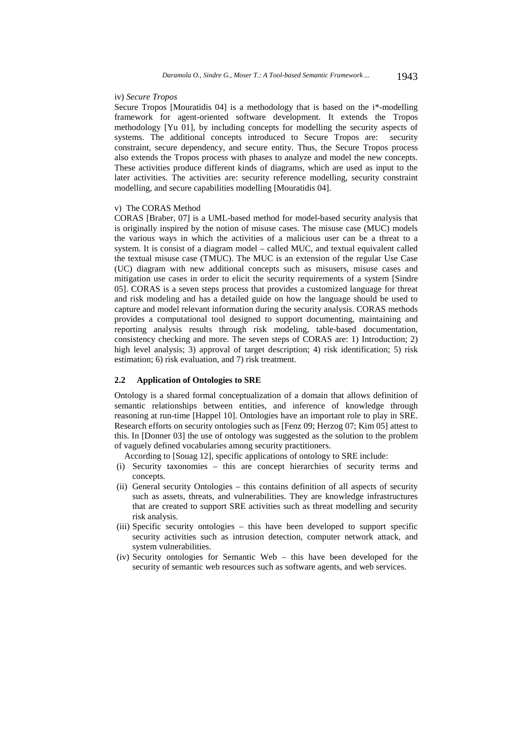iv) *Secure Tropos*

Secure Tropos [Mouratidis 04] is a methodology that is based on the i*-modelling framework for agent-oriented software development. It extends the Tropos methodology [Yu 01], by including concepts for modelling the security aspects of systems. The additional concepts introduced to Secure Tropos are: security constraint, secure dependency, and secure entity. Thus, the Secure Tropos process also extends the Tropos process with phases to analyze and model the new concepts. These activities produce different kinds of diagrams, which are used as input to the later activities. The activities are: security reference modelling, security constraint modelling, and secure capabilities modelling [Mouratidis 04].

v) The CORAS Method

CORAS [Braber, 07] is a UML-based method for model-based security analysis that is originally inspired by the notion of misuse cases. The misuse case (MUC) models the various ways in which the activities of a malicious user can be a threat to a system. It is consist of a diagram model – called MUC, and textual equivalent called the textual misuse case (TMUC). The MUC is an extension of the regular Use Case (UC) diagram with new additional concepts such as misusers, misuse cases and mitigation use cases in order to elicit the security requirements of a system [Sindre 05]. CORAS is a seven steps process that provides a customized language for threat and risk modeling and has a detailed guide on how the language should be used to capture and model relevant information during the security analysis. CORAS methods provides a computational tool designed to support documenting, maintaining and reporting analysis results through risk modeling, table-based documentation, consistency checking and more. The seven steps of CORAS are: 1) Introduction; 2) high level analysis; 3) approval of target description; 4) risk identification; 5) risk estimation; 6) risk evaluation, and 7) risk treatment.

### 2.2 Application of Ontologies to SRE

Ontology is a shared formal conceptualization of a domain that allows definition of semantic relationships between entities, and inference of knowledge through reasoning at run-time [Happel 10]. Ontologies have an important role to play in SRE. Research efforts on security ontologies such as [Fenz 09; Herzog 07; Kim 05] attest to this. In [Donner 03] the use of ontology was suggested as the solution to the problem of vaguely defined vocabularies among security practitioners.

According to [Souag 12], specific applications of ontology to SRE include:

(i) Security taxonomies – this are concept hierarchies of security terms and concepts.

(ii) General security Ontologies – this contains definition of all aspects of security such as assets, threats, and vulnerabilities. They are knowledge infrastructures that are created to support SRE activities such as threat modelling and security risk analysis.

(iii) Specific security ontologies – this have been developed to support specific security activities such as intrusion detection, computer network attack, and system vulnerabilities.

(iv) Security ontologies for Semantic Web – this have been developed for the security of semantic web resources such as software agents, and web services.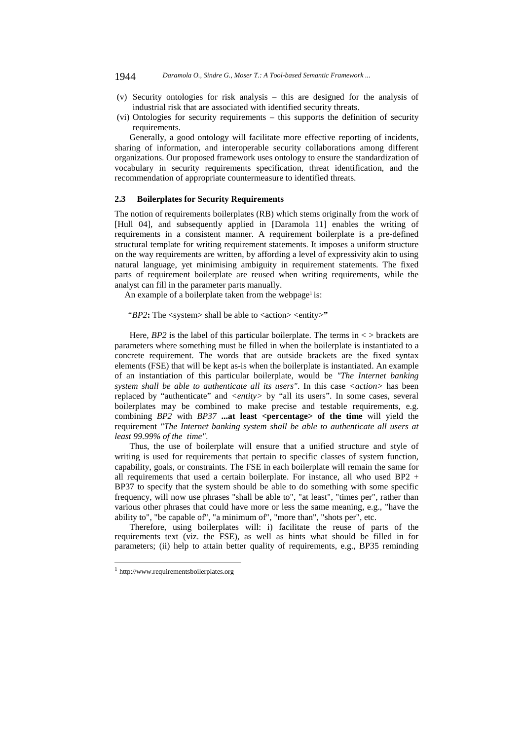(v) Security ontologies for risk analysis – this are designed for the analysis of industrial risk that are associated with identified security threats.

(vi) Ontologies for security requirements – this supports the definition of security requirements.

Generally, a good ontology will facilitate more effective reporting of incidents, sharing of information, and interoperable security collaborations among different organizations. Our proposed framework uses ontology to ensure the standardization of vocabulary in security requirements specification, threat identification, and the recommendation of appropriate countermeasure to identified threats.

### 2.3 Boilerplates for Security Requirements

The notion of requirements boilerplates (RB) which stems originally from the work of [Hull 04], and subsequently applied in [Daramola 11] enables the writing of requirements in a consistent manner. A requirement boilerplate is a pre-defined structural template for writing requirement statements. It imposes a uniform structure on the way requirements are written, by affording a level of expressivity akin to using natural language, yet minimising ambiguity in requirement statements. The fixed parts of requirement boilerplate are reused when writing requirements, while the analyst can fill in the parameter parts manually.

An example of a boilerplate taken from the webpage[1] is:

"*BP2*: The <system> shall be able to <action> <entity>"

Here, *BP2* is the label of this particular boilerplate. The terms in < > brackets are parameters where something must be filled in when the boilerplate is instantiated to a concrete requirement. The words that are outside brackets are the fixed syntax elements (FSE) that will be kept as-is when the boilerplate is instantiated. An example of an instantiation of this particular boilerplate, would be *"The Internet banking system shall be able to authenticate all its users"*. In this case *<action>* has been replaced by "authenticate" and *<entity>* by "all its users". In some cases, several boilerplates may be combined to make precise and testable requirements, e.g. combining *BP2* with *BP37* **...at least <percentage> of the time** will yield the requirement *"The Internet banking system shall be able to authenticate all users at least 99.99% of the time"*.

Thus, the use of boilerplate will ensure that a unified structure and style of writing is used for requirements that pertain to specific classes of system function, capability, goals, or constraints. The FSE in each boilerplate will remain the same for all requirements that used a certain boilerplate. For instance, all who used BP2 + BP37 to specify that the system should be able to do something with some specific frequency, will now use phrases "shall be able to", "at least", "times per", rather than various other phrases that could have more or less the same meaning, e.g., "have the ability to", "be capable of", "a minimum of", "more than", "shots per", etc.

Therefore, using boilerplates will: i) facilitate the reuse of parts of the requirements text (viz. the FSE), as well as hints what should be filled in for parameters; (ii) help to attain better quality of requirements, e.g., BP35 reminding

[1] http://www.requirementsboilerplates.org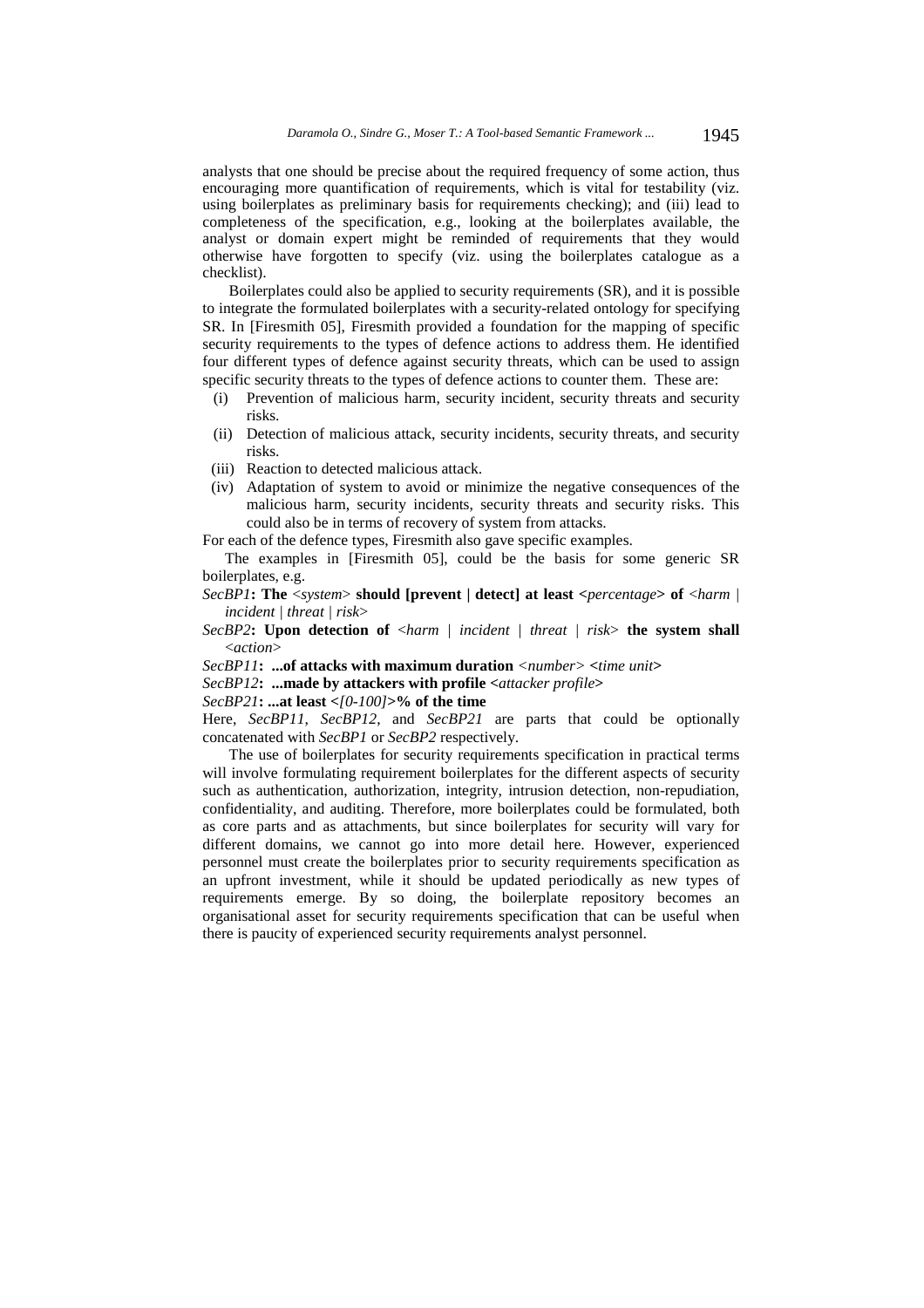analysts that one should be precise about the required frequency of some action, thus encouraging more quantification of requirements, which is vital for testability (viz. using boilerplates as preliminary basis for requirements checking); and (iii) lead to completeness of the specification, e.g., looking at the boilerplates available, the analyst or domain expert might be reminded of requirements that they would otherwise have forgotten to specify (viz. using the boilerplates catalogue as a checklist).

Boilerplates could also be applied to security requirements (SR), and it is possible to integrate the formulated boilerplates with a security-related ontology for specifying SR. In [Firesmith 05], Firesmith provided a foundation for the mapping of specific security requirements to the types of defence actions to address them. He identified four different types of defence against security threats, which can be used to assign specific security threats to the types of defence actions to counter them. These are:

(i) Prevention of malicious harm, security incident, security threats and security risks.

(ii) Detection of malicious attack, security incidents, security threats, and security risks.

(iii) Reaction to detected malicious attack.

(iv) Adaptation of system to avoid or minimize the negative consequences of the malicious harm, security incidents, security threats and security risks. This could also be in terms of recovery of system from attacks.

For each of the defence types, Firesmith also gave specific examples.

The examples in [Firesmith 05], could be the basis for some generic SR boilerplates, e.g.

*SecBP1*: **The** <*system*> **should [prevent | detect] at least <***percentage***> of** <*harm | incident | threat | risk*>

*SecBP2*: **Upon detection of** <*harm | incident | threat | risk*> **the system shall** <*action*>

*SecBP11*: **...of attacks with maximum duration** <*number*> **<***time unit***>**

*SecBP12*: **...made by attackers with profile <***attacker profile***>**

*SecBP21*: **...at least <***[0-100]***>% of the time**

Here, *SecBP11*, *SecBP12*, and *SecBP21* are parts that could be optionally concatenated with *SecBP1* or *SecBP2* respectively.

The use of boilerplates for security requirements specification in practical terms will involve formulating requirement boilerplates for the different aspects of security such as authentication, authorization, integrity, intrusion detection, non-repudiation, confidentiality, and auditing. Therefore, more boilerplates could be formulated, both as core parts and as attachments, but since boilerplates for security will vary for different domains, we cannot go into more detail here. However, experienced personnel must create the boilerplates prior to security requirements specification as an upfront investment, while it should be updated periodically as new types of requirements emerge. By so doing, the boilerplate repository becomes an organisational asset for security requirements specification that can be useful when there is paucity of experienced security requirements analyst personnel.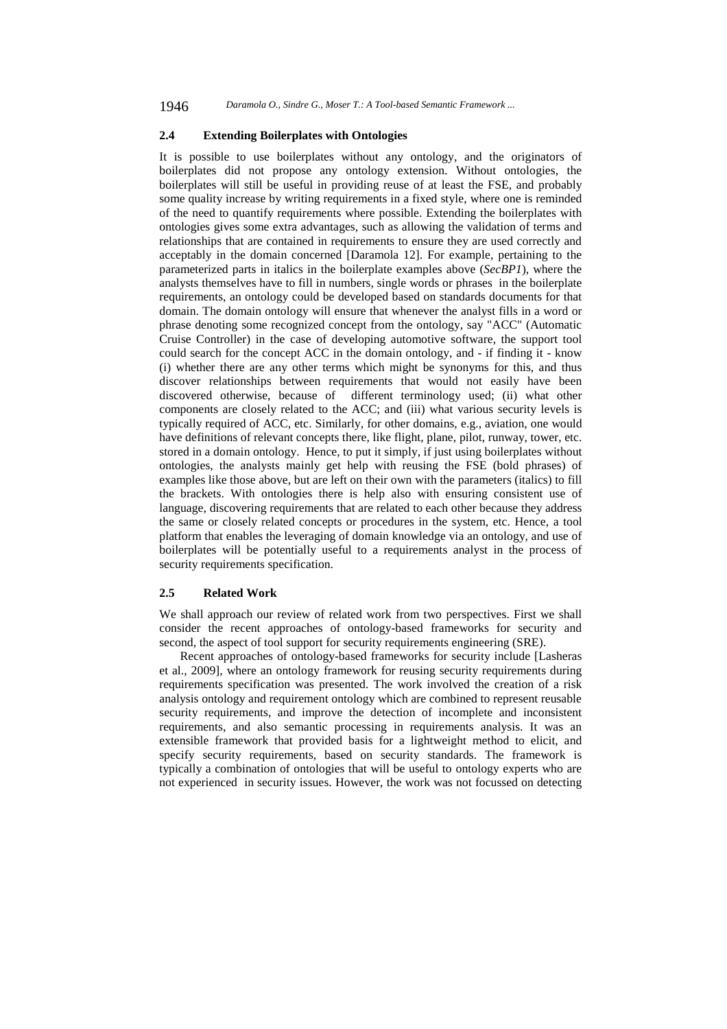### 2.4 Extending Boilerplates with Ontologies

It is possible to use boilerplates without any ontology, and the originators of boilerplates did not propose any ontology extension. Without ontologies, the boilerplates will still be useful in providing reuse of at least the FSE, and probably some quality increase by writing requirements in a fixed style, where one is reminded of the need to quantify requirements where possible. Extending the boilerplates with ontologies gives some extra advantages, such as allowing the validation of terms and relationships that are contained in requirements to ensure they are used correctly and acceptably in the domain concerned [Daramola 12]. For example, pertaining to the parameterized parts in italics in the boilerplate examples above (*SecBP1*), where the analysts themselves have to fill in numbers, single words or phrases in the boilerplate requirements, an ontology could be developed based on standards documents for that domain. The domain ontology will ensure that whenever the analyst fills in a word or phrase denoting some recognized concept from the ontology, say "ACC" (Automatic Cruise Controller) in the case of developing automotive software, the support tool could search for the concept ACC in the domain ontology, and - if finding it - know (i) whether there are any other terms which might be synonyms for this, and thus discover relationships between requirements that would not easily have been discovered otherwise, because of different terminology used; (ii) what other components are closely related to the ACC; and (iii) what various security levels is typically required of ACC, etc. Similarly, for other domains, e.g., aviation, one would have definitions of relevant concepts there, like flight, plane, pilot, runway, tower, etc. stored in a domain ontology. Hence, to put it simply, if just using boilerplates without ontologies, the analysts mainly get help with reusing the FSE (bold phrases) of examples like those above, but are left on their own with the parameters (italics) to fill the brackets. With ontologies there is help also with ensuring consistent use of language, discovering requirements that are related to each other because they address the same or closely related concepts or procedures in the system, etc. Hence, a tool platform that enables the leveraging of domain knowledge via an ontology, and use of boilerplates will be potentially useful to a requirements analyst in the process of security requirements specification.

### 2.5 Related Work

We shall approach our review of related work from two perspectives. First we shall consider the recent approaches of ontology-based frameworks for security and second, the aspect of tool support for security requirements engineering (SRE).

Recent approaches of ontology-based frameworks for security include [Lasheras et al., 2009], where an ontology framework for reusing security requirements during requirements specification was presented. The work involved the creation of a risk analysis ontology and requirement ontology which are combined to represent reusable security requirements, and improve the detection of incomplete and inconsistent requirements, and also semantic processing in requirements analysis. It was an extensible framework that provided basis for a lightweight method to elicit, and specify security requirements, based on security standards. The framework is typically a combination of ontologies that will be useful to ontology experts who are not experienced in security issues. However, the work was not focussed on detecting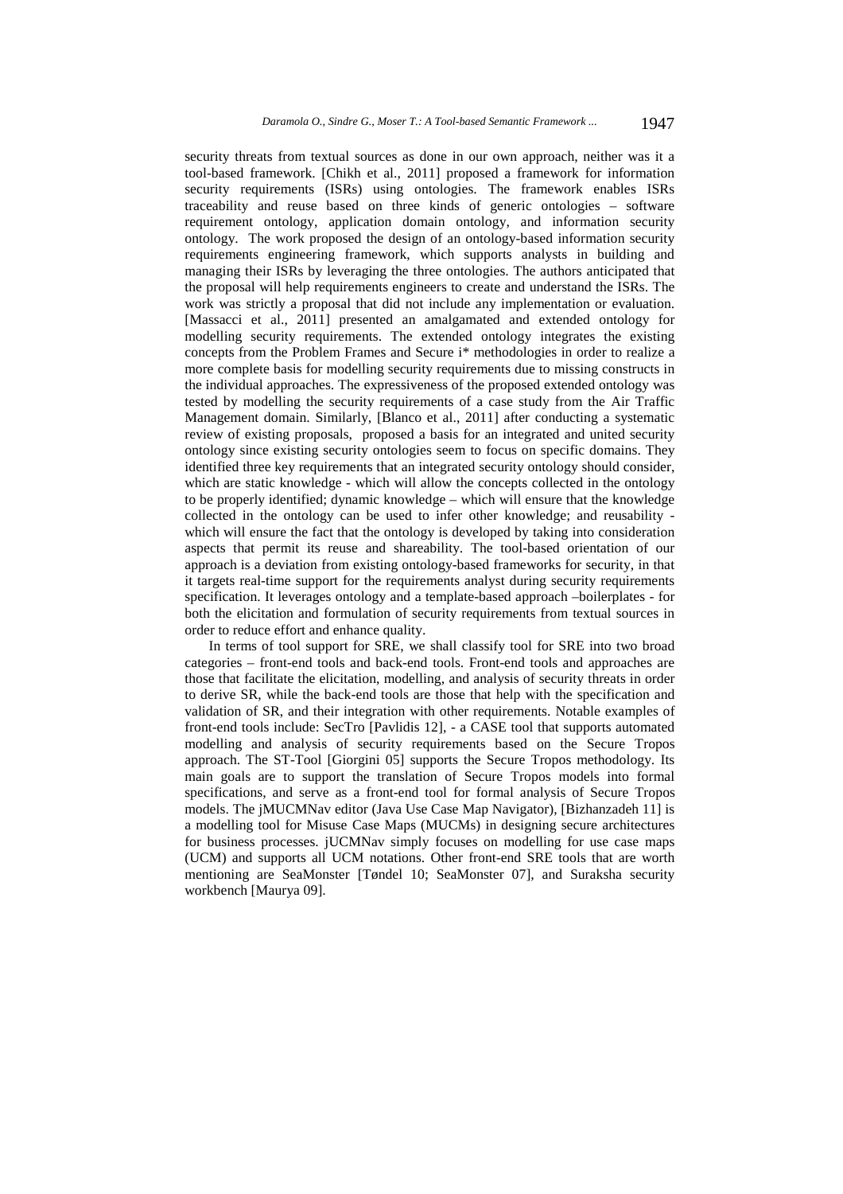security threats from textual sources as done in our own approach, neither was it a tool-based framework. [Chikh et al., 2011] proposed a framework for information security requirements (ISRs) using ontologies. The framework enables ISRs traceability and reuse based on three kinds of generic ontologies – software requirement ontology, application domain ontology, and information security ontology. The work proposed the design of an ontology-based information security requirements engineering framework, which supports analysts in building and managing their ISRs by leveraging the three ontologies. The authors anticipated that the proposal will help requirements engineers to create and understand the ISRs. The work was strictly a proposal that did not include any implementation or evaluation. [Massacci et al., 2011] presented an amalgamated and extended ontology for modelling security requirements. The extended ontology integrates the existing concepts from the Problem Frames and Secure i* methodologies in order to realize a more complete basis for modelling security requirements due to missing constructs in the individual approaches. The expressiveness of the proposed extended ontology was tested by modelling the security requirements of a case study from the Air Traffic Management domain. Similarly, [Blanco et al., 2011] after conducting a systematic review of existing proposals, proposed a basis for an integrated and united security ontology since existing security ontologies seem to focus on specific domains. They identified three key requirements that an integrated security ontology should consider, which are static knowledge - which will allow the concepts collected in the ontology to be properly identified; dynamic knowledge – which will ensure that the knowledge collected in the ontology can be used to infer other knowledge; and reusability - which will ensure the fact that the ontology is developed by taking into consideration aspects that permit its reuse and shareability. The tool-based orientation of our approach is a deviation from existing ontology-based frameworks for security, in that it targets real-time support for the requirements analyst during security requirements specification. It leverages ontology and a template-based approach –boilerplates - for both the elicitation and formulation of security requirements from textual sources in order to reduce effort and enhance quality.

In terms of tool support for SRE, we shall classify tool for SRE into two broad categories – front-end tools and back-end tools. Front-end tools and approaches are those that facilitate the elicitation, modelling, and analysis of security threats in order to derive SR, while the back-end tools are those that help with the specification and validation of SR, and their integration with other requirements. Notable examples of front-end tools include: SecTro [Pavlidis 12], - a CASE tool that supports automated modelling and analysis of security requirements based on the Secure Tropos approach. The ST-Tool [Giorgini 05] supports the Secure Tropos methodology. Its main goals are to support the translation of Secure Tropos models into formal specifications, and serve as a front-end tool for formal analysis of Secure Tropos models. The jMUCMNav editor (Java Use Case Map Navigator), [Bizhanzadeh 11] is a modelling tool for Misuse Case Maps (MUCMs) in designing secure architectures for business processes. jUCMNav simply focuses on modelling for use case maps (UCM) and supports all UCM notations. Other front-end SRE tools that are worth mentioning are SeaMonster [Tøndel 10; SeaMonster 07], and Suraksha security workbench [Maurya 09].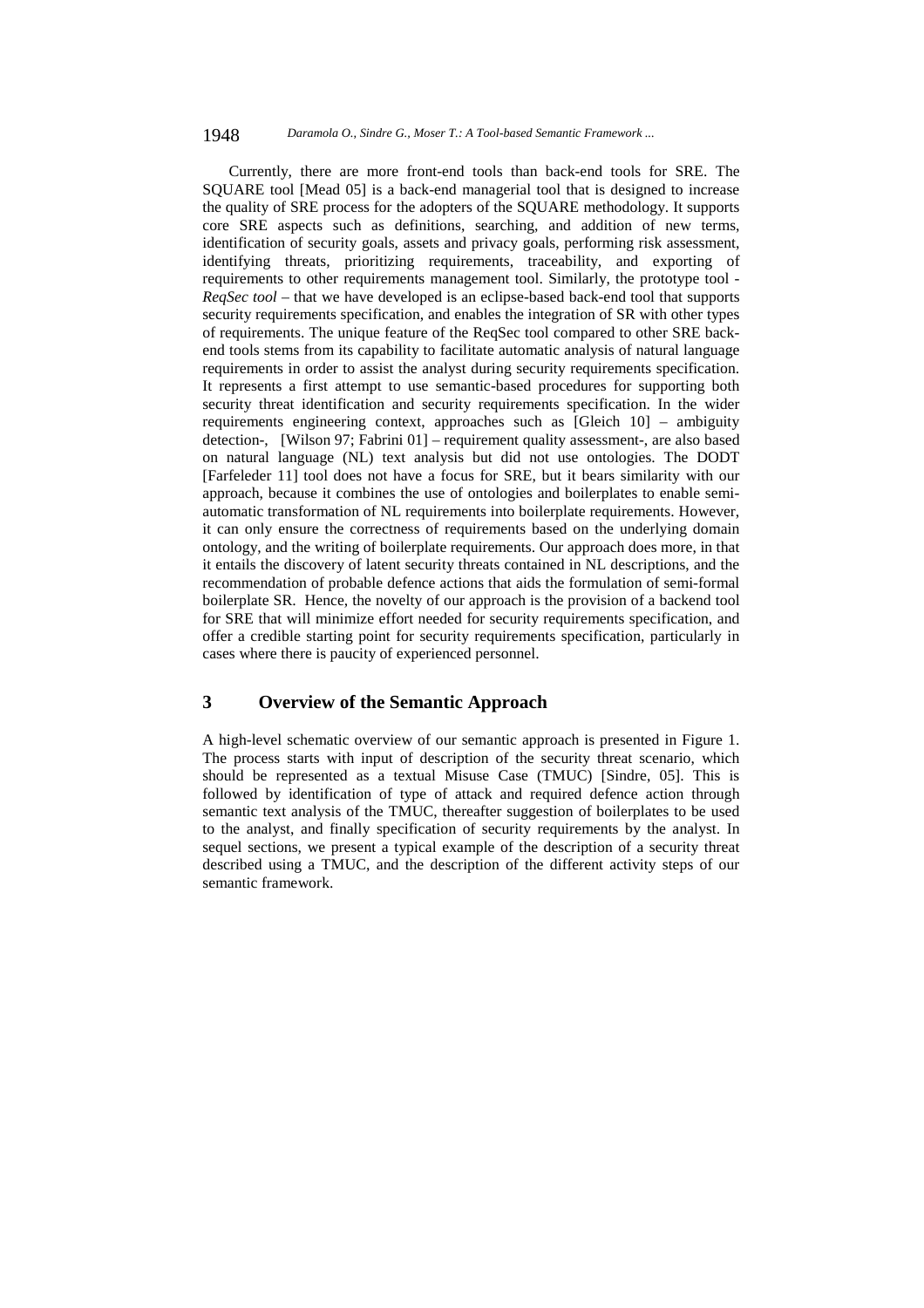Currently, there are more front-end tools than back-end tools for SRE. The SQUARE tool [Mead 05] is a back-end managerial tool that is designed to increase the quality of SRE process for the adopters of the SQUARE methodology. It supports core SRE aspects such as definitions, searching, and addition of new terms, identification of security goals, assets and privacy goals, performing risk assessment, identifying threats, prioritizing requirements, traceability, and exporting of requirements to other requirements management tool. Similarly, the prototype tool - *ReqSec tool* – that we have developed is an eclipse-based back-end tool that supports security requirements specification, and enables the integration of SR with other types of requirements. The unique feature of the ReqSec tool compared to other SRE back-end tools stems from its capability to facilitate automatic analysis of natural language requirements in order to assist the analyst during security requirements specification. It represents a first attempt to use semantic-based procedures for supporting both security threat identification and security requirements specification. In the wider requirements engineering context, approaches such as [Gleich 10] – ambiguity detection-, [Wilson 97; Fabrini 01] – requirement quality assessment-, are also based on natural language (NL) text analysis but did not use ontologies. The DODT [Farfeleder 11] tool does not have a focus for SRE, but it bears similarity with our approach, because it combines the use of ontologies and boilerplates to enable semi-automatic transformation of NL requirements into boilerplate requirements. However, it can only ensure the correctness of requirements based on the underlying domain ontology, and the writing of boilerplate requirements. Our approach does more, in that it entails the discovery of latent security threats contained in NL descriptions, and the recommendation of probable defence actions that aids the formulation of semi-formal boilerplate SR. Hence, the novelty of our approach is the provision of a backend tool for SRE that will minimize effort needed for security requirements specification, and offer a credible starting point for security requirements specification, particularly in cases where there is paucity of experienced personnel.

## 3 Overview of the Semantic Approach

A high-level schematic overview of our semantic approach is presented in Figure 1. The process starts with input of description of the security threat scenario, which should be represented as a textual Misuse Case (TMUC) [Sindre, 05]. This is followed by identification of type of attack and required defence action through semantic text analysis of the TMUC, thereafter suggestion of boilerplates to be used to the analyst, and finally specification of security requirements by the analyst. In sequel sections, we present a typical example of the description of a security threat described using a TMUC, and the description of the different activity steps of our semantic framework.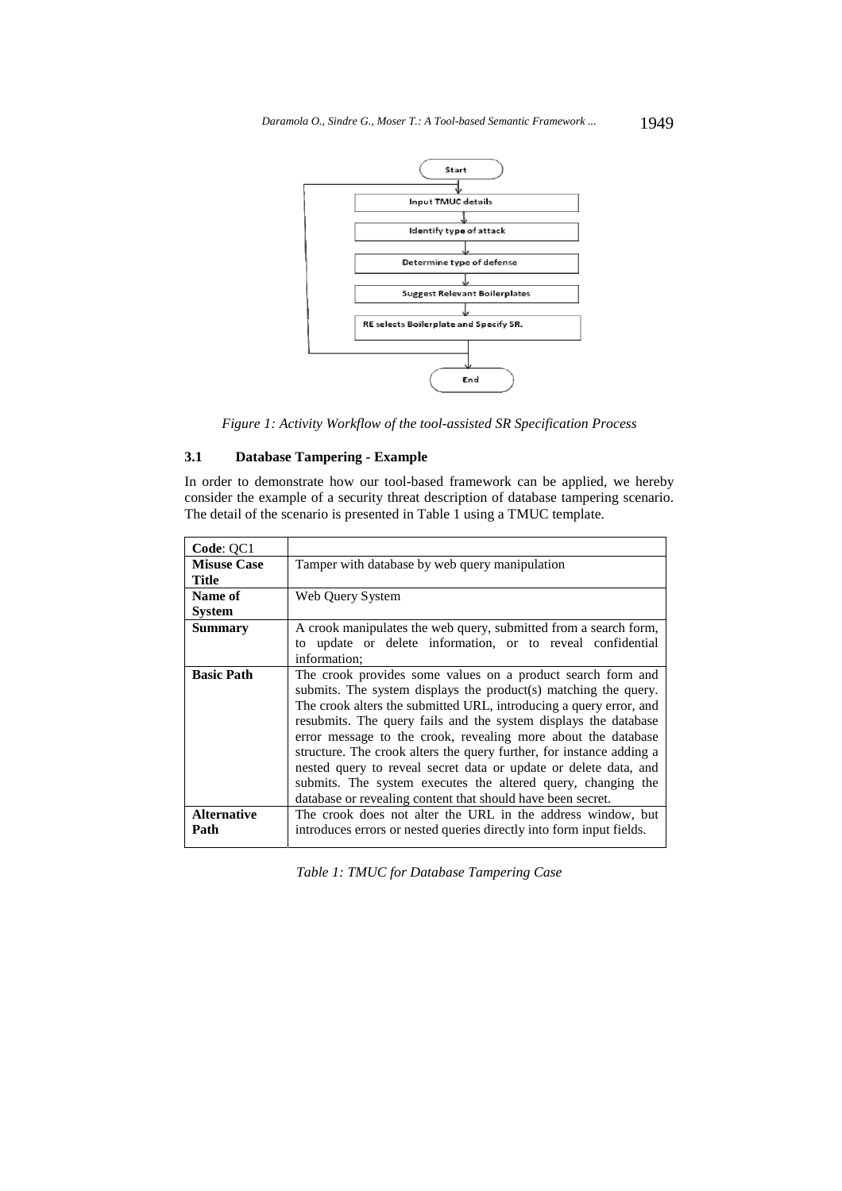*Figure 1: Activity Workflow of the tool-assisted SR Specification Process*

### 3.1 Database Tampering - Example

In order to demonstrate how our tool-based framework can be applied, we hereby consider the example of a security threat description of database tampering scenario. The detail of the scenario is presented in Table 1 using a TMUC template.

| **Code**: QC1 | |
|---|---|
| **Misuse Case Title** | Tamper with database by web query manipulation |
| **Name of System** | Web Query System |
| **Summary** | A crook manipulates the web query, submitted from a search form, to update or delete information, or to reveal confidential information; |
| **Basic Path** | The crook provides some values on a product search form and submits. The system displays the product(s) matching the query. The crook alters the submitted URL, introducing a query error, and resubmits. The query fails and the system displays the database error message to the crook, revealing more about the database structure. The crook alters the query further, for instance adding a nested query to reveal secret data or update or delete data, and submits. The system executes the altered query, changing the database or revealing content that should have been secret. |
| **Alternative Path** | The crook does not alter the URL in the address window, but introduces errors or nested queries directly into form input fields. |

*Table 1: TMUC for Database Tampering Case*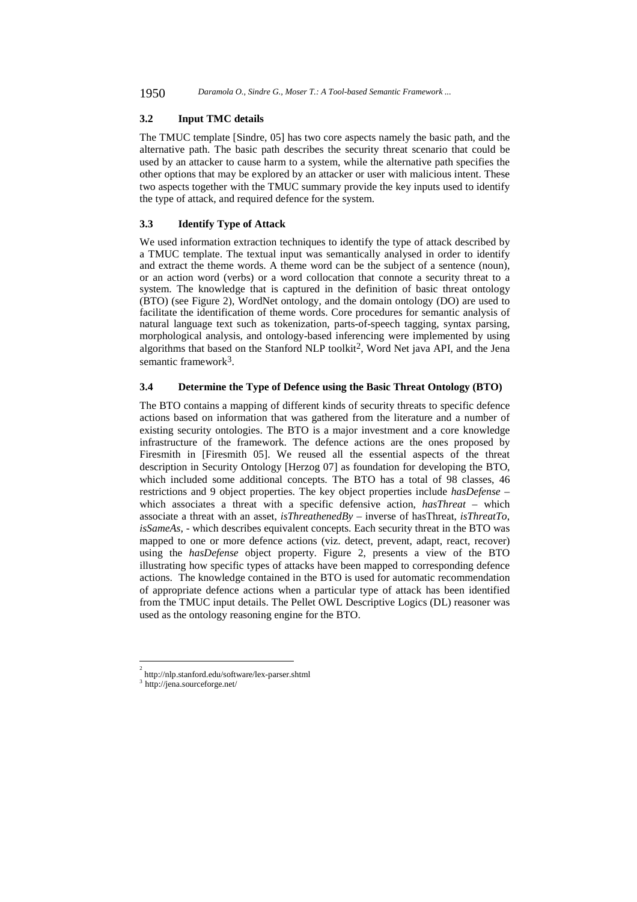### 3.2 Input TMC details

The TMUC template [Sindre, 05] has two core aspects namely the basic path, and the alternative path. The basic path describes the security threat scenario that could be used by an attacker to cause harm to a system, while the alternative path specifies the other options that may be explored by an attacker or user with malicious intent. These two aspects together with the TMUC summary provide the key inputs used to identify the type of attack, and required defence for the system.

### 3.3 Identify Type of Attack

We used information extraction techniques to identify the type of attack described by a TMUC template. The textual input was semantically analysed in order to identify and extract the theme words. A theme word can be the subject of a sentence (noun), or an action word (verbs) or a word collocation that connote a security threat to a system. The knowledge that is captured in the definition of basic threat ontology (BTO) (see Figure 2), WordNet ontology, and the domain ontology (DO) are used to facilitate the identification of theme words. Core procedures for semantic analysis of natural language text such as tokenization, parts-of-speech tagging, syntax parsing, morphological analysis, and ontology-based inferencing were implemented by using algorithms that based on the Stanford NLP toolkit[2], Word Net java API, and the Jena semantic framework[3].

### 3.4 Determine the Type of Defence using the Basic Threat Ontology (BTO)

The BTO contains a mapping of different kinds of security threats to specific defence actions based on information that was gathered from the literature and a number of existing security ontologies. The BTO is a major investment and a core knowledge infrastructure of the framework. The defence actions are the ones proposed by Firesmith in [Firesmith 05]. We reused all the essential aspects of the threat description in Security Ontology [Herzog 07] as foundation for developing the BTO, which included some additional concepts. The BTO has a total of 98 classes, 46 restrictions and 9 object properties. The key object properties include *hasDefense* – which associates a threat with a specific defensive action, *hasThreat* – which associate a threat with an asset, *isThreathenedBy* – inverse of hasThreat, *isThreatTo*, *isSameAs*, - which describes equivalent concepts. Each security threat in the BTO was mapped to one or more defence actions (viz. detect, prevent, adapt, react, recover) using the *hasDefense* object property. Figure 2, presents a view of the BTO illustrating how specific types of attacks have been mapped to corresponding defence actions. The knowledge contained in the BTO is used for automatic recommendation of appropriate defence actions when a particular type of attack has been identified from the TMUC input details. The Pellet OWL Descriptive Logics (DL) reasoner was used as the ontology reasoning engine for the BTO.

---

[2] http://nlp.stanford.edu/software/lex-parser.shtml

[3] http://jena.sourceforge.net/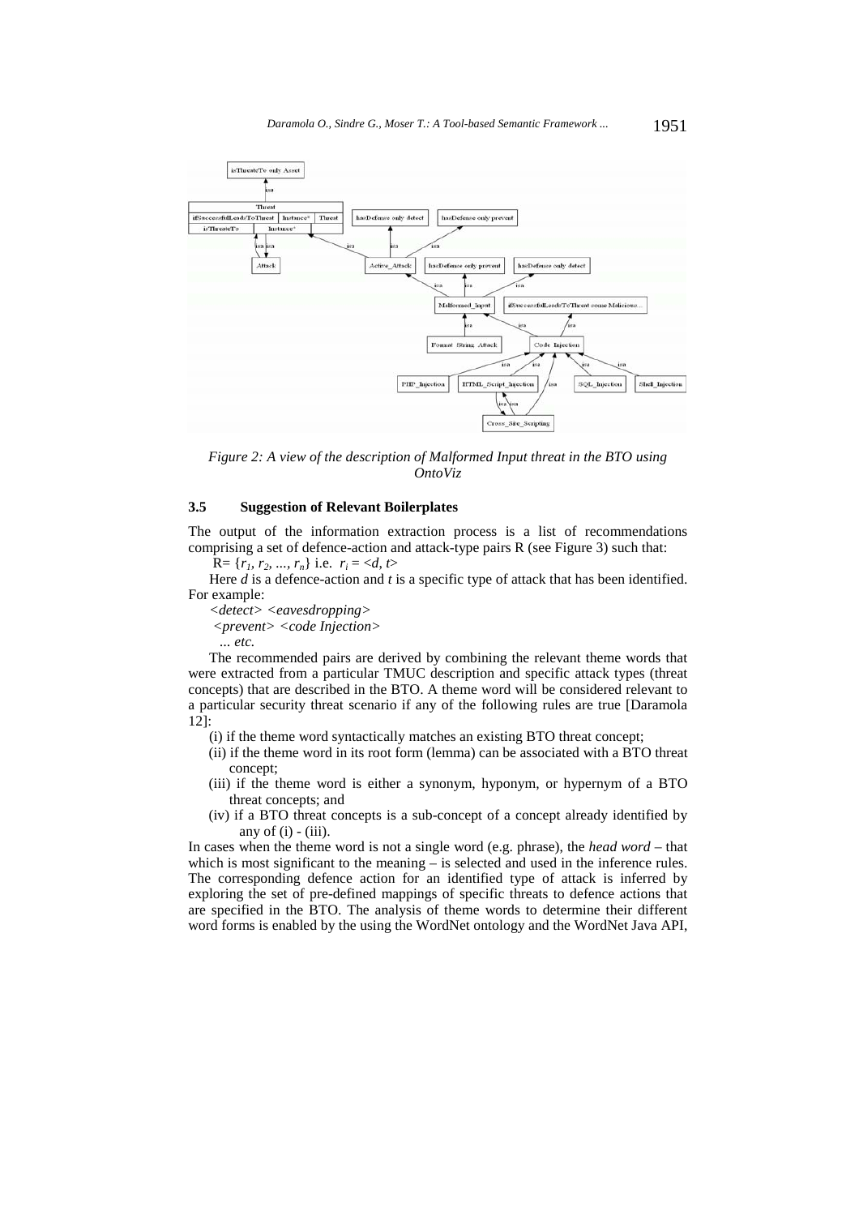*Figure 2: A view of the description of Malformed Input threat in the BTO using OntoViz*

### 3.5 Suggestion of Relevant Boilerplates

The output of the information extraction process is a list of recommendations comprising a set of defence-action and attack-type pairs R (see Figure 3) such that:

$R = \{r_1, r_2, ..., r_n\}$ i.e. $r_i = <d, t>$

Here $d$ is a defence-action and $t$ is a specific type of attack that has been identified. For example:

*<detect> <eavesdropping>*

*<prevent> <code Injection>*

*... etc.*

The recommended pairs are derived by combining the relevant theme words that were extracted from a particular TMUC description and specific attack types (threat concepts) that are described in the BTO. A theme word will be considered relevant to a particular security threat scenario if any of the following rules are true [Daramola 12]:

(i) if the theme word syntactically matches an existing BTO threat concept;

(ii) if the theme word in its root form (lemma) can be associated with a BTO threat concept;

(iii) if the theme word is either a synonym, hyponym, or hypernym of a BTO threat concepts; and

(iv) if a BTO threat concepts is a sub-concept of a concept already identified by any of (i) - (iii).

In cases when the theme word is not a single word (e.g. phrase), the *head word* – that which is most significant to the meaning – is selected and used in the inference rules. The corresponding defence action for an identified type of attack is inferred by exploring the set of pre-defined mappings of specific threats to defence actions that are specified in the BTO. The analysis of theme words to determine their different word forms is enabled by the using the WordNet ontology and the WordNet Java API,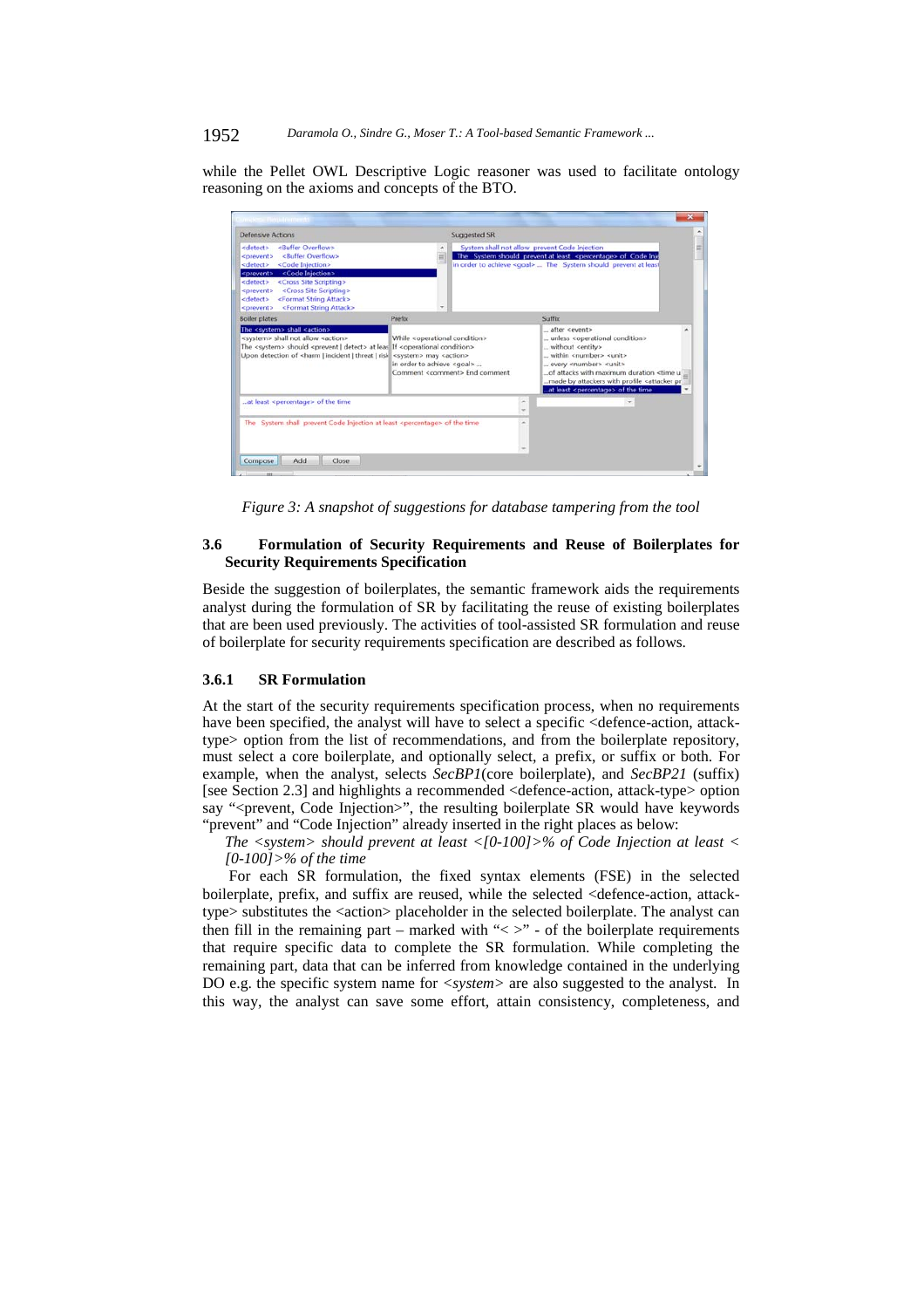while the Pellet OWL Descriptive Logic reasoner was used to facilitate ontology reasoning on the axioms and concepts of the BTO.

*Figure 3: A snapshot of suggestions for database tampering from the tool*

### 3.6 Formulation of Security Requirements and Reuse of Boilerplates for Security Requirements Specification

Beside the suggestion of boilerplates, the semantic framework aids the requirements analyst during the formulation of SR by facilitating the reuse of existing boilerplates that are been used previously. The activities of tool-assisted SR formulation and reuse of boilerplate for security requirements specification are described as follows.

#### 3.6.1 SR Formulation

At the start of the security requirements specification process, when no requirements have been specified, the analyst will have to select a specific <defence-action, attack-type> option from the list of recommendations, and from the boilerplate repository, must select a core boilerplate, and optionally select, a prefix, or suffix or both. For example, when the analyst, selects *SecBP1*(core boilerplate), and *SecBP21* (suffix) [see Section 2.3] and highlights a recommended <defence-action, attack-type> option say "<prevent, Code Injection>", the resulting boilerplate SR would have keywords "prevent" and "Code Injection" already inserted in the right places as below:

*The <system> should prevent at least <[0-100]>% of Code Injection at least <[0-100]>% of the time*

For each SR formulation, the fixed syntax elements (FSE) in the selected boilerplate, prefix, and suffix are reused, while the selected <defence-action, attack-type> substitutes the <action> placeholder in the selected boilerplate. The analyst can then fill in the remaining part – marked with "< >" - of the boilerplate requirements that require specific data to complete the SR formulation. While completing the remaining part, data that can be inferred from knowledge contained in the underlying DO e.g. the specific system name for *<system>* are also suggested to the analyst. In this way, the analyst can save some effort, attain consistency, completeness, and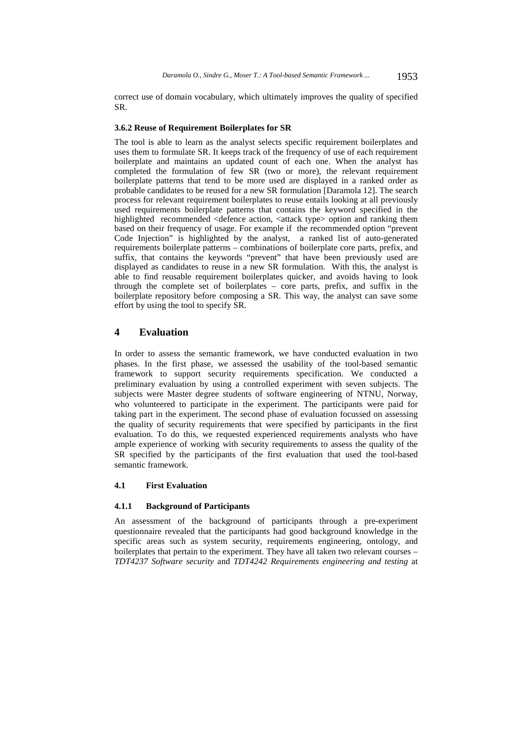correct use of domain vocabulary, which ultimately improves the quality of specified SR.

#### 3.6.2 Reuse of Requirement Boilerplates for SR

The tool is able to learn as the analyst selects specific requirement boilerplates and uses them to formulate SR. It keeps track of the frequency of use of each requirement boilerplate and maintains an updated count of each one. When the analyst has completed the formulation of few SR (two or more), the relevant requirement boilerplate patterns that tend to be more used are displayed in a ranked order as probable candidates to be reused for a new SR formulation [Daramola 12]. The search process for relevant requirement boilerplates to reuse entails looking at all previously used requirements boilerplate patterns that contains the keyword specified in the highlighted recommended <defence action, <attack type> option and ranking them based on their frequency of usage. For example if the recommended option "prevent Code Injection" is highlighted by the analyst, a ranked list of auto-generated requirements boilerplate patterns – combinations of boilerplate core parts, prefix, and suffix, that contains the keywords "prevent" that have been previously used are displayed as candidates to reuse in a new SR formulation. With this, the analyst is able to find reusable requirement boilerplates quicker, and avoids having to look through the complete set of boilerplates – core parts, prefix, and suffix in the boilerplate repository before composing a SR. This way, the analyst can save some effort by using the tool to specify SR.

## 4 Evaluation

In order to assess the semantic framework, we have conducted evaluation in two phases. In the first phase, we assessed the usability of the tool-based semantic framework to support security requirements specification. We conducted a preliminary evaluation by using a controlled experiment with seven subjects. The subjects were Master degree students of software engineering of NTNU, Norway, who volunteered to participate in the experiment. The participants were paid for taking part in the experiment. The second phase of evaluation focussed on assessing the quality of security requirements that were specified by participants in the first evaluation. To do this, we requested experienced requirements analysts who have ample experience of working with security requirements to assess the quality of the SR specified by the participants of the first evaluation that used the tool-based semantic framework.

### 4.1 First Evaluation

#### 4.1.1 Background of Participants

An assessment of the background of participants through a pre-experiment questionnaire revealed that the participants had good background knowledge in the specific areas such as system security, requirements engineering, ontology, and boilerplates that pertain to the experiment. They have all taken two relevant courses – *TDT4237 Software security* and *TDT4242 Requirements engineering and testing* at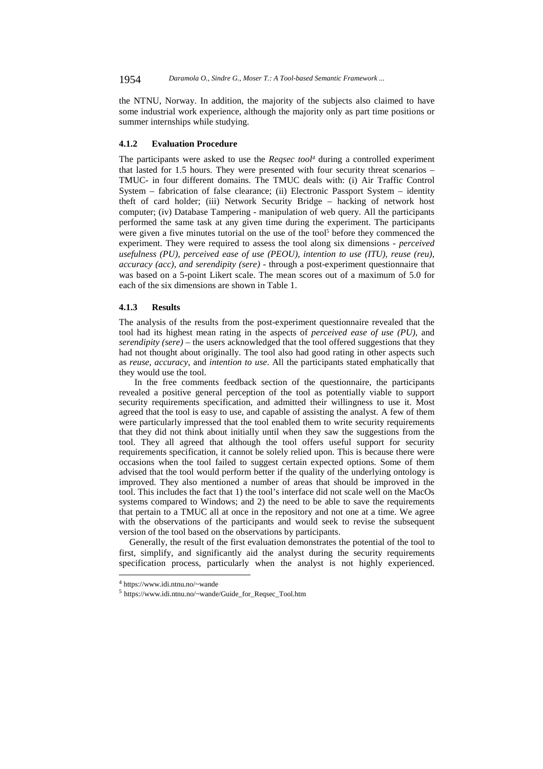the NTNU, Norway. In addition, the majority of the subjects also claimed to have some industrial work experience, although the majority only as part time positions or summer internships while studying.

#### 4.1.2 Evaluation Procedure

The participants were asked to use the *Reqsec tool*[4] during a controlled experiment that lasted for 1.5 hours. They were presented with four security threat scenarios – TMUC- in four different domains. The TMUC deals with: (i) Air Traffic Control System – fabrication of false clearance; (ii) Electronic Passport System – identity theft of card holder; (iii) Network Security Bridge – hacking of network host computer; (iv) Database Tampering - manipulation of web query. All the participants performed the same task at any given time during the experiment. The participants were given a five minutes tutorial on the use of the tool[5] before they commenced the experiment. They were required to assess the tool along six dimensions - *perceived usefulness (PU), perceived ease of use (PEOU), intention to use (ITU), reuse (reu), accuracy (acc), and serendipity (sere)* - through a post-experiment questionnaire that was based on a 5-point Likert scale. The mean scores out of a maximum of 5.0 for each of the six dimensions are shown in Table 1.

#### 4.1.3 Results

The analysis of the results from the post-experiment questionnaire revealed that the tool had its highest mean rating in the aspects of *perceived ease of use (PU),* and *serendipity (sere)* – the users acknowledged that the tool offered suggestions that they had not thought about originally. The tool also had good rating in other aspects such as *reuse, accuracy,* and *intention to use*. All the participants stated emphatically that they would use the tool.

In the free comments feedback section of the questionnaire, the participants revealed a positive general perception of the tool as potentially viable to support security requirements specification, and admitted their willingness to use it. Most agreed that the tool is easy to use, and capable of assisting the analyst. A few of them were particularly impressed that the tool enabled them to write security requirements that they did not think about initially until when they saw the suggestions from the tool. They all agreed that although the tool offers useful support for security requirements specification, it cannot be solely relied upon. This is because there were occasions when the tool failed to suggest certain expected options. Some of them advised that the tool would perform better if the quality of the underlying ontology is improved. They also mentioned a number of areas that should be improved in the tool. This includes the fact that 1) the tool's interface did not scale well on the MacOs systems compared to Windows; and 2) the need to be able to save the requirements that pertain to a TMUC all at once in the repository and not one at a time. We agree with the observations of the participants and would seek to revise the subsequent version of the tool based on the observations by participants.

Generally, the result of the first evaluation demonstrates the potential of the tool to first, simplify, and significantly aid the analyst during the security requirements specification process, particularly when the analyst is not highly experienced.

[4] https://www.idi.ntnu.no/~wande

[5] https://www.idi.ntnu.no/~wande/Guide_for_Reqsec_Tool.htm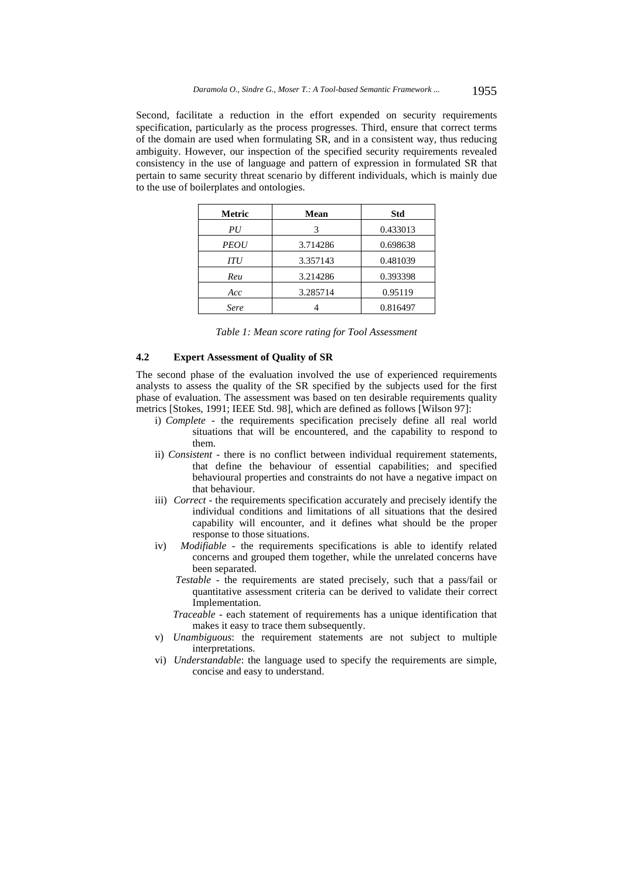Second, facilitate a reduction in the effort expended on security requirements specification, particularly as the process progresses. Third, ensure that correct terms of the domain are used when formulating SR, and in a consistent way, thus reducing ambiguity. However, our inspection of the specified security requirements revealed consistency in the use of language and pattern of expression in formulated SR that pertain to same security threat scenario by different individuals, which is mainly due to the use of boilerplates and ontologies.

| Metric | Mean | Std |
|---|---|---|
| *PU* | 3 | 0.433013 |
| *PEOU* | 3.714286 | 0.698638 |
| *ITU* | 3.357143 | 0.481039 |
| *Reu* | 3.214286 | 0.393398 |
| *Acc* | 3.285714 | 0.95119 |
| *Sere* | 4 | 0.816497 |

*Table 1: Mean score rating for Tool Assessment*

### 4.2 Expert Assessment of Quality of SR

The second phase of the evaluation involved the use of experienced requirements analysts to assess the quality of the SR specified by the subjects used for the first phase of evaluation. The assessment was based on ten desirable requirements quality metrics [Stokes, 1991; IEEE Std. 98], which are defined as follows [Wilson 97]:

i) *Complete* - the requirements specification precisely define all real world situations that will be encountered, and the capability to respond to them.

ii) *Consistent* - there is no conflict between individual requirement statements, that define the behaviour of essential capabilities; and specified behavioural properties and constraints do not have a negative impact on that behaviour.

iii) *Correct* - the requirements specification accurately and precisely identify the individual conditions and limitations of all situations that the desired capability will encounter, and it defines what should be the proper response to those situations.

iv) *Modifiable* - the requirements specifications is able to identify related concerns and grouped them together, while the unrelated concerns have been separated.

*Testable* - the requirements are stated precisely, such that a pass/fail or quantitative assessment criteria can be derived to validate their correct Implementation.

*Traceable* - each statement of requirements has a unique identification that makes it easy to trace them subsequently.

v) *Unambiguous*: the requirement statements are not subject to multiple interpretations.

vi) *Understandable*: the language used to specify the requirements are simple, concise and easy to understand.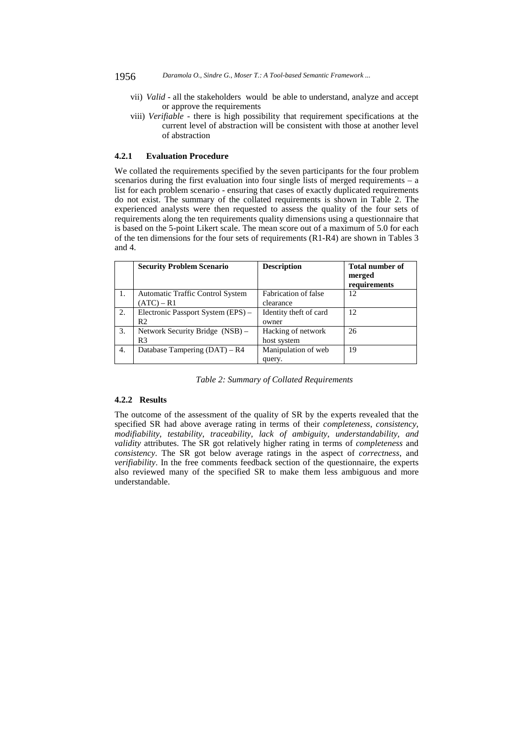vii) *Valid* - all the stakeholders would be able to understand, analyze and accept or approve the requirements

viii) *Verifiable* - there is high possibility that requirement specifications at the current level of abstraction will be consistent with those at another level of abstraction

#### 4.2.1 Evaluation Procedure

We collated the requirements specified by the seven participants for the four problem scenarios during the first evaluation into four single lists of merged requirements – a list for each problem scenario - ensuring that cases of exactly duplicated requirements do not exist. The summary of the collated requirements is shown in Table 2. The experienced analysts were then requested to assess the quality of the four sets of requirements along the ten requirements quality dimensions using a questionnaire that is based on the 5-point Likert scale. The mean score out of a maximum of 5.0 for each of the ten dimensions for the four sets of requirements (R1-R4) are shown in Tables 3 and 4.

| | **Security Problem Scenario** | **Description** | **Total number of merged requirements** |
|---|---|---|---|
| 1. | Automatic Traffic Control System (ATC) – R1 | Fabrication of false clearance | 12 |
| 2. | Electronic Passport System (EPS) – R2 | Identity theft of card owner | 12 |
| 3. | Network Security Bridge (NSB) – R3 | Hacking of network host system | 26 |
| 4. | Database Tampering (DAT) – R4 | Manipulation of web query. | 19 |

*Table 2: Summary of Collated Requirements*

#### 4.2.2 Results

The outcome of the assessment of the quality of SR by the experts revealed that the specified SR had above average rating in terms of their *completeness*, *consistency*, *modifiability*, *testability*, *traceability*, *lack of ambiguity*, *understandability*, *and validity* attributes. The SR got relatively higher rating in terms of *completeness* and *consistency*. The SR got below average ratings in the aspect of *correctness*, and *verifiability*. In the free comments feedback section of the questionnaire, the experts also reviewed many of the specified SR to make them less ambiguous and more understandable.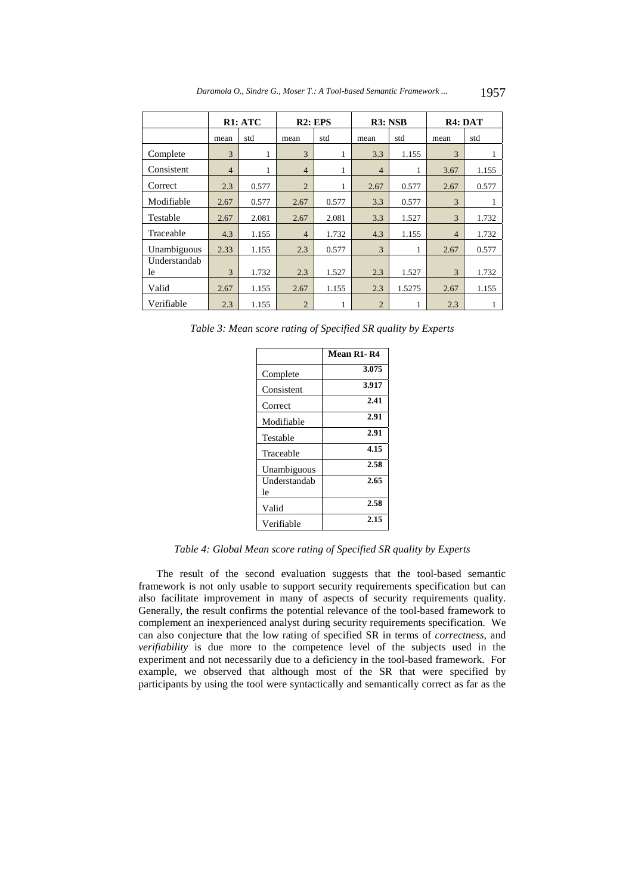| | R1: ATC | | R2: EPS | | R3: NSB | | R4: DAT | |
|---|---|---|---|---|---|---|---|---|
| | mean | std | mean | std | mean | std | mean | std |
| Complete | 3 | 1 | 3 | 1 | 3.3 | 1.155 | 3 | 1 |
| Consistent | 4 | 1 | 4 | 1 | 4 | 1 | 3.67 | 1.155 |
| Correct | 2.3 | 0.577 | 2 | 1 | 2.67 | 0.577 | 2.67 | 0.577 |
| Modifiable | 2.67 | 0.577 | 2.67 | 0.577 | 3.3 | 0.577 | 3 | 1 |
| Testable | 2.67 | 2.081 | 2.67 | 2.081 | 3.3 | 1.527 | 3 | 1.732 |
| Traceable | 4.3 | 1.155 | 4 | 1.732 | 4.3 | 1.155 | 4 | 1.732 |
| Unambiguous | 2.33 | 1.155 | 2.3 | 0.577 | 3 | 1 | 2.67 | 0.577 |
| Understandable | 3 | 1.732 | 2.3 | 1.527 | 2.3 | 1.527 | 3 | 1.732 |
| Valid | 2.67 | 1.155 | 2.67 | 1.155 | 2.3 | 1.5275 | 2.67 | 1.155 |
| Verifiable | 2.3 | 1.155 | 2 | 1 | 2 | 1 | 2.3 | 1 |

*Table 3: Mean score rating of Specified SR quality by Experts*

| | **Mean R1- R4** |
|---|---|
| Complete | **3.075** |
| Consistent | **3.917** |
| Correct | **2.41** |
| Modifiable | **2.91** |
| Testable | **2.91** |
| Traceable | **4.15** |
| Unambiguous | **2.58** |
| Understandable | **2.65** |
| Valid | **2.58** |
| Verifiable | **2.15** |

*Table 4: Global Mean score rating of Specified SR quality by Experts*

The result of the second evaluation suggests that the tool-based semantic framework is not only usable to support security requirements specification but can also facilitate improvement in many of aspects of security requirements quality. Generally, the result confirms the potential relevance of the tool-based framework to complement an inexperienced analyst during security requirements specification. We can also conjecture that the low rating of specified SR in terms of *correctness,* and *verifiability* is due more to the competence level of the subjects used in the experiment and not necessarily due to a deficiency in the tool-based framework. For example, we observed that although most of the SR that were specified by participants by using the tool were syntactically and semantically correct as far as the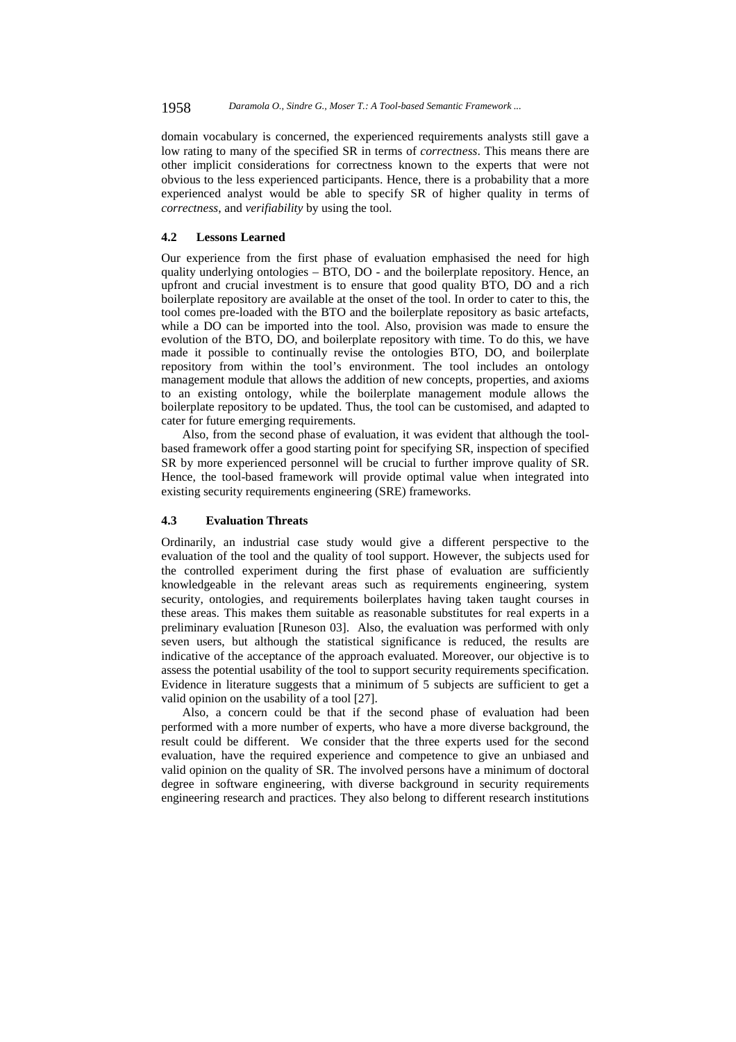domain vocabulary is concerned, the experienced requirements analysts still gave a low rating to many of the specified SR in terms of *correctness*. This means there are other implicit considerations for correctness known to the experts that were not obvious to the less experienced participants. Hence, there is a probability that a more experienced analyst would be able to specify SR of higher quality in terms of *correctness*, and *verifiability* by using the tool.

### 4.2 Lessons Learned

Our experience from the first phase of evaluation emphasised the need for high quality underlying ontologies – BTO, DO - and the boilerplate repository. Hence, an upfront and crucial investment is to ensure that good quality BTO, DO and a rich boilerplate repository are available at the onset of the tool. In order to cater to this, the tool comes pre-loaded with the BTO and the boilerplate repository as basic artefacts, while a DO can be imported into the tool. Also, provision was made to ensure the evolution of the BTO, DO, and boilerplate repository with time. To do this, we have made it possible to continually revise the ontologies BTO, DO, and boilerplate repository from within the tool's environment. The tool includes an ontology management module that allows the addition of new concepts, properties, and axioms to an existing ontology, while the boilerplate management module allows the boilerplate repository to be updated. Thus, the tool can be customised, and adapted to cater for future emerging requirements.

Also, from the second phase of evaluation, it was evident that although the tool-based framework offer a good starting point for specifying SR, inspection of specified SR by more experienced personnel will be crucial to further improve quality of SR. Hence, the tool-based framework will provide optimal value when integrated into existing security requirements engineering (SRE) frameworks.

### 4.3 Evaluation Threats

Ordinarily, an industrial case study would give a different perspective to the evaluation of the tool and the quality of tool support. However, the subjects used for the controlled experiment during the first phase of evaluation are sufficiently knowledgeable in the relevant areas such as requirements engineering, system security, ontologies, and requirements boilerplates having taken taught courses in these areas. This makes them suitable as reasonable substitutes for real experts in a preliminary evaluation [Runeson 03]. Also, the evaluation was performed with only seven users, but although the statistical significance is reduced, the results are indicative of the acceptance of the approach evaluated. Moreover, our objective is to assess the potential usability of the tool to support security requirements specification. Evidence in literature suggests that a minimum of 5 subjects are sufficient to get a valid opinion on the usability of a tool [27].

Also, a concern could be that if the second phase of evaluation had been performed with a more number of experts, who have a more diverse background, the result could be different. We consider that the three experts used for the second evaluation, have the required experience and competence to give an unbiased and valid opinion on the quality of SR. The involved persons have a minimum of doctoral degree in software engineering, with diverse background in security requirements engineering research and practices. They also belong to different research institutions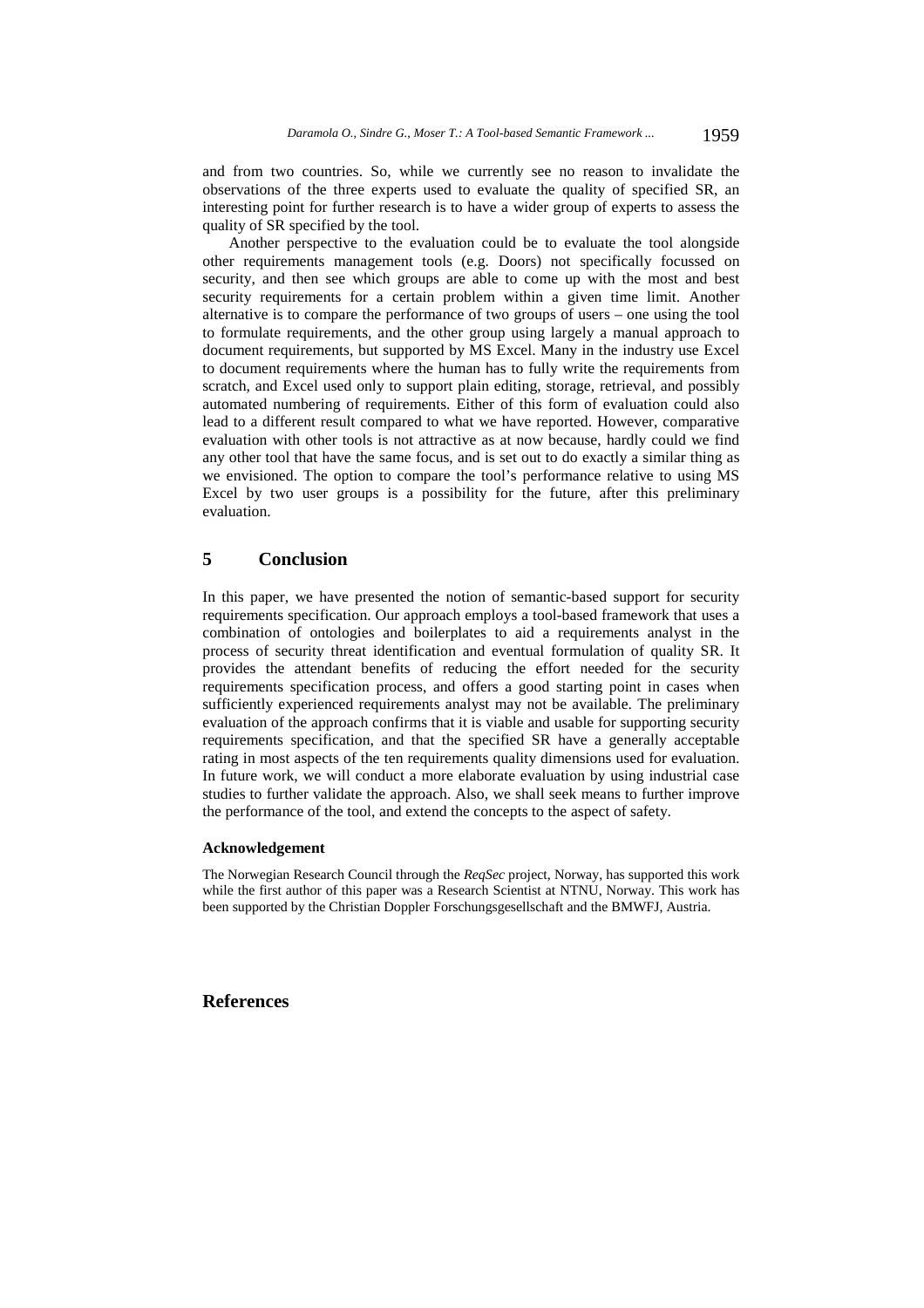and from two countries. So, while we currently see no reason to invalidate the observations of the three experts used to evaluate the quality of specified SR, an interesting point for further research is to have a wider group of experts to assess the quality of SR specified by the tool.

Another perspective to the evaluation could be to evaluate the tool alongside other requirements management tools (e.g. Doors) not specifically focussed on security, and then see which groups are able to come up with the most and best security requirements for a certain problem within a given time limit. Another alternative is to compare the performance of two groups of users – one using the tool to formulate requirements, and the other group using largely a manual approach to document requirements, but supported by MS Excel. Many in the industry use Excel to document requirements where the human has to fully write the requirements from scratch, and Excel used only to support plain editing, storage, retrieval, and possibly automated numbering of requirements. Either of this form of evaluation could also lead to a different result compared to what we have reported. However, comparative evaluation with other tools is not attractive as at now because, hardly could we find any other tool that have the same focus, and is set out to do exactly a similar thing as we envisioned. The option to compare the tool's performance relative to using MS Excel by two user groups is a possibility for the future, after this preliminary evaluation.

## 5 Conclusion

In this paper, we have presented the notion of semantic-based support for security requirements specification. Our approach employs a tool-based framework that uses a combination of ontologies and boilerplates to aid a requirements analyst in the process of security threat identification and eventual formulation of quality SR. It provides the attendant benefits of reducing the effort needed for the security requirements specification process, and offers a good starting point in cases when sufficiently experienced requirements analyst may not be available. The preliminary evaluation of the approach confirms that it is viable and usable for supporting security requirements specification, and that the specified SR have a generally acceptable rating in most aspects of the ten requirements quality dimensions used for evaluation. In future work, we will conduct a more elaborate evaluation by using industrial case studies to further validate the approach. Also, we shall seek means to further improve the performance of the tool, and extend the concepts to the aspect of safety.

#### Acknowledgement

The Norwegian Research Council through the *ReqSec* project, Norway, has supported this work while the first author of this paper was a Research Scientist at NTNU, Norway. This work has been supported by the Christian Doppler Forschungsgesellschaft and the BMWFJ, Austria.

## References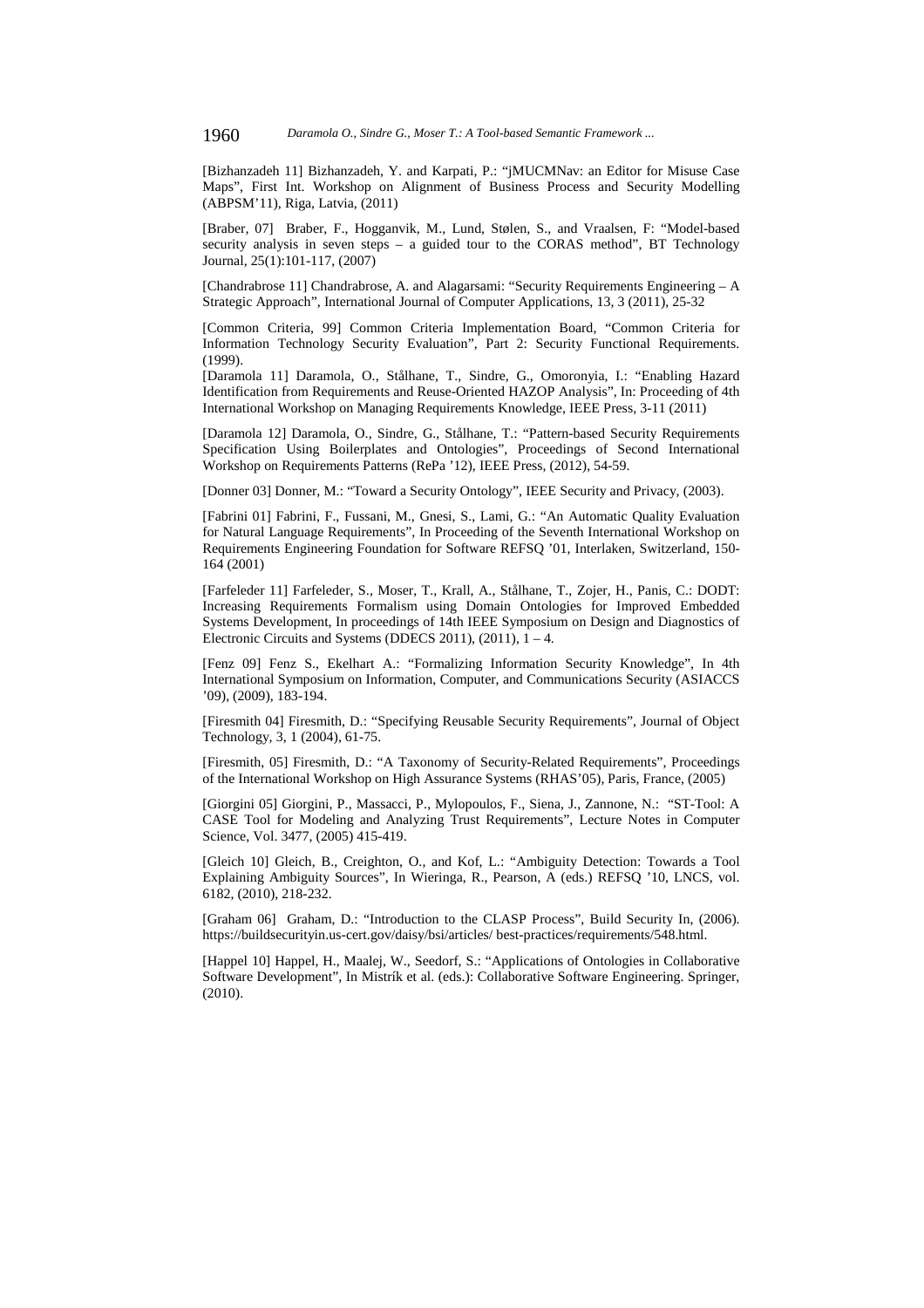[Bizhanzadeh 11] Bizhanzadeh, Y. and Karpati, P.: "jMUCMNav: an Editor for Misuse Case Maps", First Int. Workshop on Alignment of Business Process and Security Modelling (ABPSM'11), Riga, Latvia, (2011)

[Braber, 07] Braber, F., Hogganvik, M., Lund, Stølen, S., and Vraalsen, F: "Model-based security analysis in seven steps – a guided tour to the CORAS method", BT Technology Journal, 25(1):101-117, (2007)

[Chandrabrose 11] Chandrabrose, A. and Alagarsami: "Security Requirements Engineering – A Strategic Approach", International Journal of Computer Applications, 13, 3 (2011), 25-32

[Common Criteria, 99] Common Criteria Implementation Board, "Common Criteria for Information Technology Security Evaluation", Part 2: Security Functional Requirements. (1999).

[Daramola 11] Daramola, O., Stålhane, T., Sindre, G., Omoronyia, I.: "Enabling Hazard Identification from Requirements and Reuse-Oriented HAZOP Analysis", In: Proceeding of 4th International Workshop on Managing Requirements Knowledge, IEEE Press, 3-11 (2011)

[Daramola 12] Daramola, O., Sindre, G., Stålhane, T.: "Pattern-based Security Requirements Specification Using Boilerplates and Ontologies", Proceedings of Second International Workshop on Requirements Patterns (RePa '12), IEEE Press, (2012), 54-59.

[Donner 03] Donner, M.: "Toward a Security Ontology", IEEE Security and Privacy, (2003).

[Fabrini 01] Fabrini, F., Fussani, M., Gnesi, S., Lami, G.: "An Automatic Quality Evaluation for Natural Language Requirements", In Proceeding of the Seventh International Workshop on Requirements Engineering Foundation for Software REFSQ '01, Interlaken, Switzerland, 150-164 (2001)

[Farfeleder 11] Farfeleder, S., Moser, T., Krall, A., Stålhane, T., Zojer, H., Panis, C.: DODT: Increasing Requirements Formalism using Domain Ontologies for Improved Embedded Systems Development, In proceedings of 14th IEEE Symposium on Design and Diagnostics of Electronic Circuits and Systems (DDECS 2011), (2011), 1 – 4.

[Fenz 09] Fenz S., Ekelhart A.: "Formalizing Information Security Knowledge", In 4th International Symposium on Information, Computer, and Communications Security (ASIACCS '09), (2009), 183-194.

[Firesmith 04] Firesmith, D.: "Specifying Reusable Security Requirements", Journal of Object Technology, 3, 1 (2004), 61-75.

[Firesmith, 05] Firesmith, D.: "A Taxonomy of Security-Related Requirements", Proceedings of the International Workshop on High Assurance Systems (RHAS'05), Paris, France, (2005)

[Giorgini 05] Giorgini, P., Massacci, P., Mylopoulos, F., Siena, J., Zannone, N.: "ST-Tool: A CASE Tool for Modeling and Analyzing Trust Requirements", Lecture Notes in Computer Science, Vol. 3477, (2005) 415-419.

[Gleich 10] Gleich, B., Creighton, O., and Kof, L.: "Ambiguity Detection: Towards a Tool Explaining Ambiguity Sources", In Wieringa, R., Pearson, A (eds.) REFSQ '10, LNCS, vol. 6182, (2010), 218-232.

[Graham 06] Graham, D.: "Introduction to the CLASP Process", Build Security In, (2006). https://buildsecurityin.us-cert.gov/daisy/bsi/articles/ best-practices/requirements/548.html.

[Happel 10] Happel, H., Maalej, W., Seedorf, S.: "Applications of Ontologies in Collaborative Software Development", In Mistrík et al. (eds.): Collaborative Software Engineering. Springer, (2010).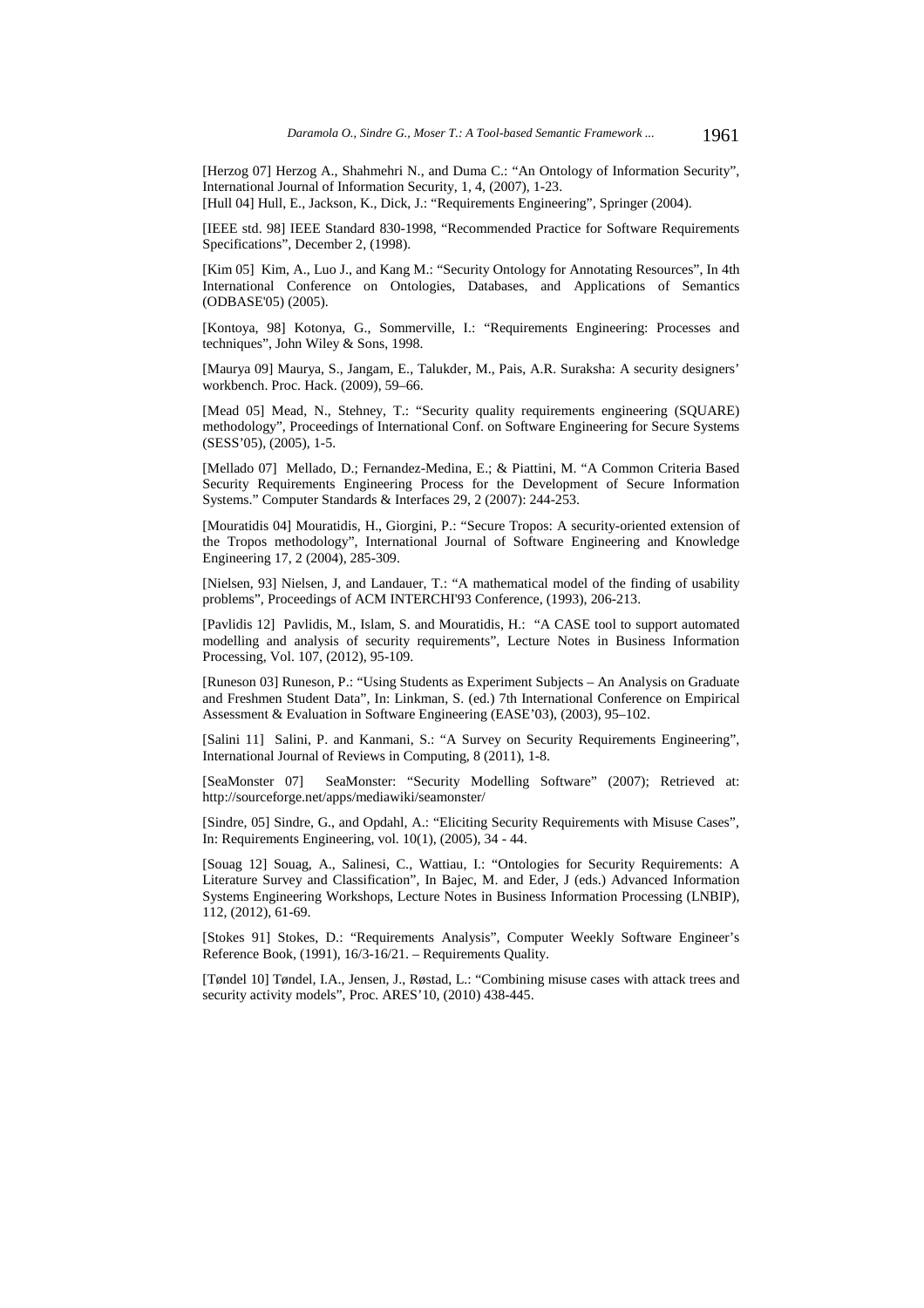[Herzog 07] Herzog A., Shahmehri N., and Duma C.: "An Ontology of Information Security", International Journal of Information Security, 1, 4, (2007), 1-23.

[Hull 04] Hull, E., Jackson, K., Dick, J.: "Requirements Engineering", Springer (2004).

[IEEE std. 98] IEEE Standard 830-1998, "Recommended Practice for Software Requirements Specifications", December 2, (1998).

[Kim 05] Kim, A., Luo J., and Kang M.: "Security Ontology for Annotating Resources", In 4th International Conference on Ontologies, Databases, and Applications of Semantics (ODBASE'05) (2005).

[Kontoya, 98] Kotonya, G., Sommerville, I.: "Requirements Engineering: Processes and techniques", John Wiley & Sons, 1998.

[Maurya 09] Maurya, S., Jangam, E., Talukder, M., Pais, A.R. Suraksha: A security designers' workbench. Proc. Hack. (2009), 59–66.

[Mead 05] Mead, N., Stehney, T.: "Security quality requirements engineering (SQUARE) methodology", Proceedings of International Conf. on Software Engineering for Secure Systems (SESS'05), (2005), 1-5.

[Mellado 07] Mellado, D.; Fernandez-Medina, E.; & Piattini, M. "A Common Criteria Based Security Requirements Engineering Process for the Development of Secure Information Systems." Computer Standards & Interfaces 29, 2 (2007): 244-253.

[Mouratidis 04] Mouratidis, H., Giorgini, P.: "Secure Tropos: A security-oriented extension of the Tropos methodology", International Journal of Software Engineering and Knowledge Engineering 17, 2 (2004), 285-309.

[Nielsen, 93] Nielsen, J, and Landauer, T.: "A mathematical model of the finding of usability problems", Proceedings of ACM INTERCHI'93 Conference, (1993), 206-213.

[Pavlidis 12] Pavlidis, M., Islam, S. and Mouratidis, H.: "A CASE tool to support automated modelling and analysis of security requirements", Lecture Notes in Business Information Processing, Vol. 107, (2012), 95-109.

[Runeson 03] Runeson, P.: "Using Students as Experiment Subjects – An Analysis on Graduate and Freshmen Student Data", In: Linkman, S. (ed.) 7th International Conference on Empirical Assessment & Evaluation in Software Engineering (EASE'03), (2003), 95–102.

[Salini 11] Salini, P. and Kanmani, S.: "A Survey on Security Requirements Engineering", International Journal of Reviews in Computing, 8 (2011), 1-8.

[SeaMonster 07] SeaMonster: "Security Modelling Software" (2007); Retrieved at: http://sourceforge.net/apps/mediawiki/seamonster/

[Sindre, 05] Sindre, G., and Opdahl, A.: "Eliciting Security Requirements with Misuse Cases", In: Requirements Engineering, vol. 10(1), (2005), 34 - 44.

[Souag 12] Souag, A., Salinesi, C., Wattiau, I.: "Ontologies for Security Requirements: A Literature Survey and Classification", In Bajec, M. and Eder, J (eds.) Advanced Information Systems Engineering Workshops, Lecture Notes in Business Information Processing (LNBIP), 112, (2012), 61-69.

[Stokes 91] Stokes, D.: "Requirements Analysis", Computer Weekly Software Engineer's Reference Book, (1991), 16/3-16/21. – Requirements Quality.

[Tøndel 10] Tøndel, I.A., Jensen, J., Røstad, L.: "Combining misuse cases with attack trees and security activity models", Proc. ARES'10, (2010) 438-445.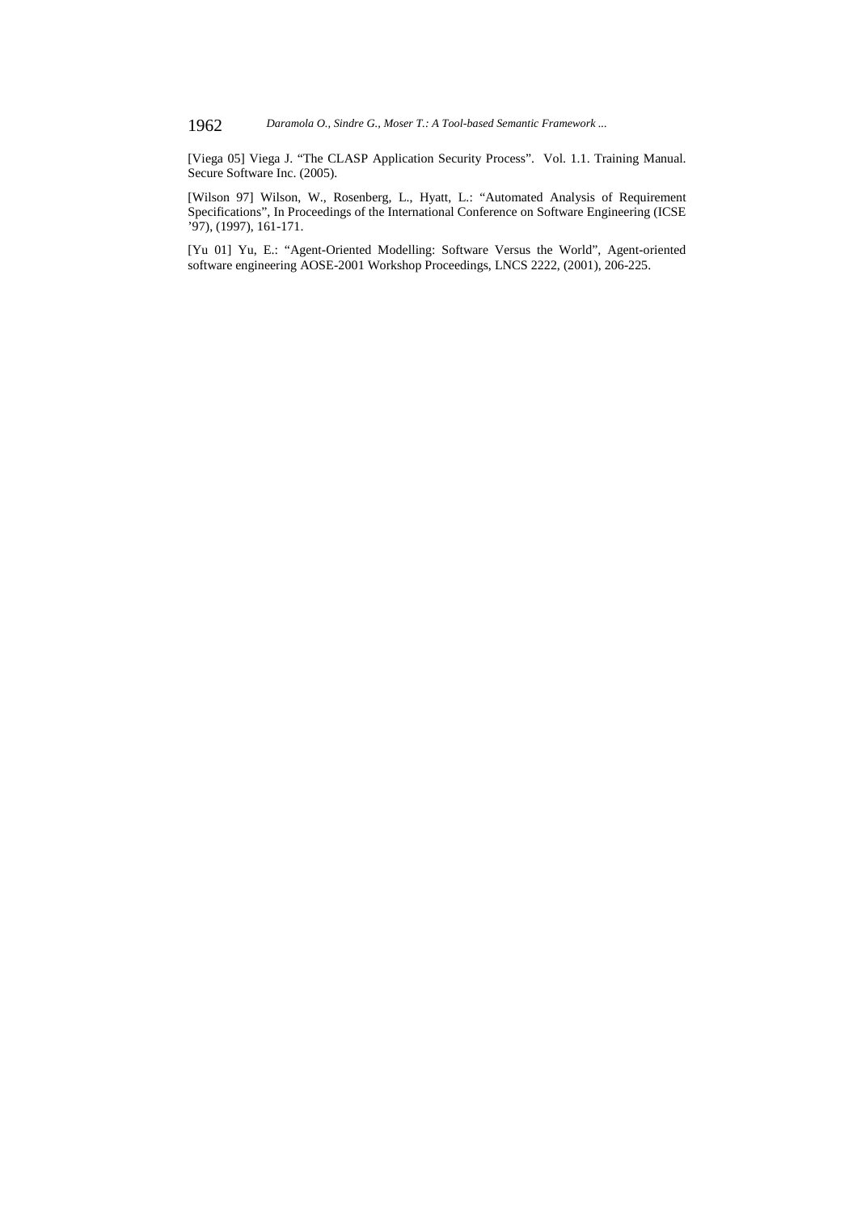[Viega 05] Viega J. "The CLASP Application Security Process". Vol. 1.1. Training Manual. Secure Software Inc. (2005).

[Wilson 97] Wilson, W., Rosenberg, L., Hyatt, L.: "Automated Analysis of Requirement Specifications", In Proceedings of the International Conference on Software Engineering (ICSE '97), (1997), 161-171.

[Yu 01] Yu, E.: "Agent-Oriented Modelling: Software Versus the World", Agent-oriented software engineering AOSE-2001 Workshop Proceedings, LNCS 2222, (2001), 206-225.